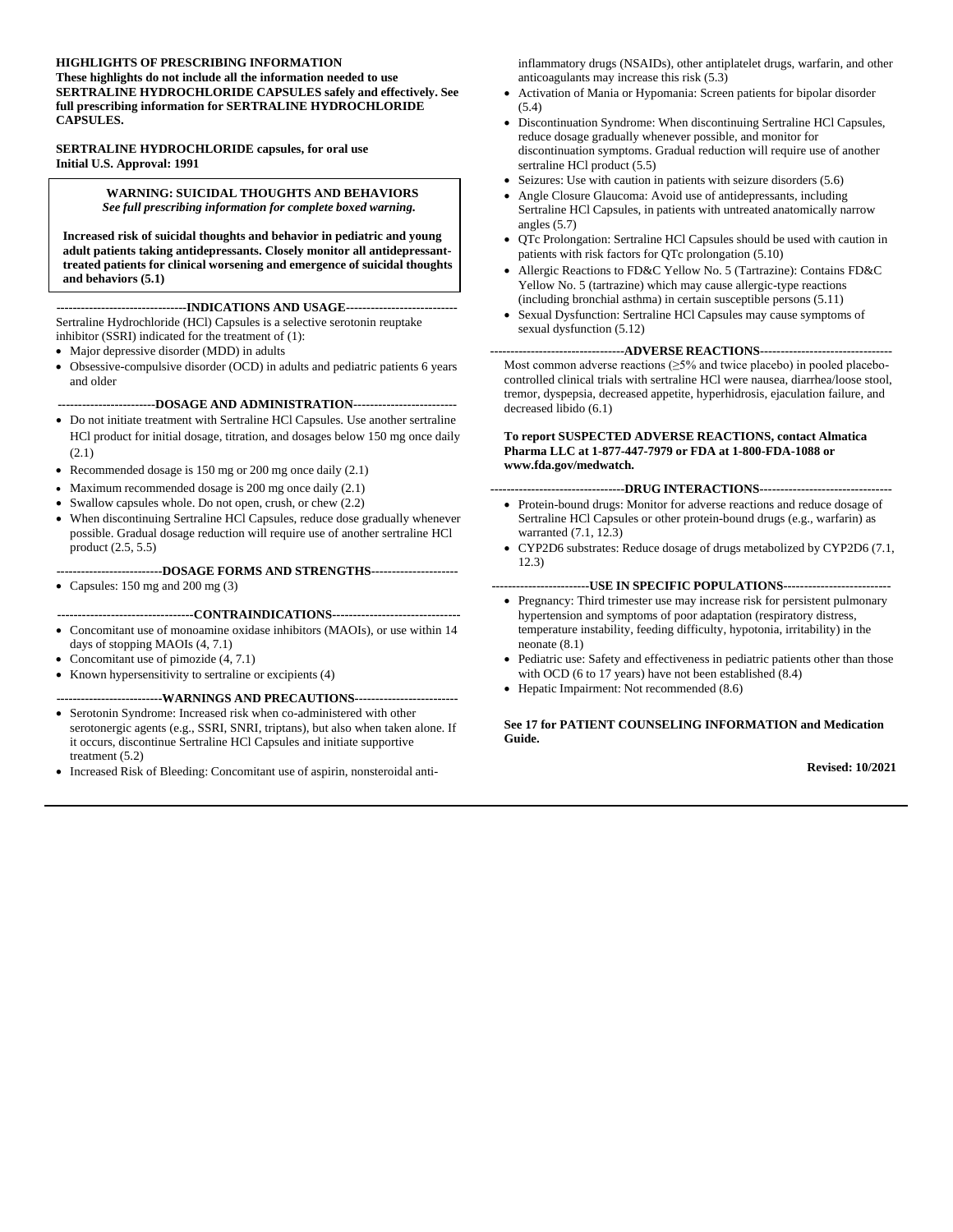**HIGHLIGHTS OF PRESCRIBING INFORMATION**

**These highlights do not include all the information needed to use SERTRALINE HYDROCHLORIDE CAPSULES safely and effectively. See full prescribing information for SERTRALINE HYDROCHLORIDE CAPSULES.**

**SERTRALINE HYDROCHLORIDE capsules, for oral use**
**Initial U.S. Approval: 1991**

> **WARNING: SUICIDAL THOUGHTS AND BEHAVIORS**
> ***See full prescribing information for complete boxed warning.***
>
> **Increased risk of suicidal thoughts and behavior in pediatric and young adult patients taking antidepressants. Closely monitor all antidepressant-treated patients for clinical worsening and emergence of suicidal thoughts and behaviors (5.1)**

## INDICATIONS AND USAGE

Sertraline Hydrochloride (HCl) Capsules is a selective serotonin reuptake inhibitor (SSRI) indicated for the treatment of (1):

- Major depressive disorder (MDD) in adults
- Obsessive-compulsive disorder (OCD) in adults and pediatric patients 6 years and older

## DOSAGE AND ADMINISTRATION

- Do not initiate treatment with Sertraline HCl Capsules. Use another sertraline HCl product for initial dosage, titration, and dosages below 150 mg once daily (2.1)
- Recommended dosage is 150 mg or 200 mg once daily (2.1)
- Maximum recommended dosage is 200 mg once daily (2.1)
- Swallow capsules whole. Do not open, crush, or chew (2.2)
- When discontinuing Sertraline HCl Capsules, reduce dose gradually whenever possible. Gradual dosage reduction will require use of another sertraline HCl product (2.5, 5.5)

## DOSAGE FORMS AND STRENGTHS

- Capsules: 150 mg and 200 mg (3)

## CONTRAINDICATIONS

- Concomitant use of monoamine oxidase inhibitors (MAOIs), or use within 14 days of stopping MAOIs (4, 7.1)
- Concomitant use of pimozide (4, 7.1)
- Known hypersensitivity to sertraline or excipients (4)

## WARNINGS AND PRECAUTIONS

- Serotonin Syndrome: Increased risk when co-administered with other serotonergic agents (e.g., SSRI, SNRI, triptans), but also when taken alone. If it occurs, discontinue Sertraline HCl Capsules and initiate supportive treatment (5.2)
- Increased Risk of Bleeding: Concomitant use of aspirin, nonsteroidal anti-inflammatory drugs (NSAIDs), other antiplatelet drugs, warfarin, and other anticoagulants may increase this risk (5.3)
- Activation of Mania or Hypomania: Screen patients for bipolar disorder (5.4)
- Discontinuation Syndrome: When discontinuing Sertraline HCl Capsules, reduce dosage gradually whenever possible, and monitor for discontinuation symptoms. Gradual reduction will require use of another sertraline HCl product (5.5)
- Seizures: Use with caution in patients with seizure disorders (5.6)
- Angle Closure Glaucoma: Avoid use of antidepressants, including Sertraline HCl Capsules, in patients with untreated anatomically narrow angles (5.7)
- QTc Prolongation: Sertraline HCl Capsules should be used with caution in patients with risk factors for QTc prolongation (5.10)
- Allergic Reactions to FD&C Yellow No. 5 (Tartrazine): Contains FD&C Yellow No. 5 (tartrazine) which may cause allergic-type reactions (including bronchial asthma) in certain susceptible persons (5.11)
- Sexual Dysfunction: Sertraline HCl Capsules may cause symptoms of sexual dysfunction (5.12)

## ADVERSE REACTIONS

Most common adverse reactions (≥5% and twice placebo) in pooled placebo-controlled clinical trials with sertraline HCl were nausea, diarrhea/loose stool, tremor, dyspepsia, decreased appetite, hyperhidrosis, ejaculation failure, and decreased libido (6.1)

**To report SUSPECTED ADVERSE REACTIONS, contact Almatica Pharma LLC at 1-877-447-7979 or FDA at 1-800-FDA-1088 or www.fda.gov/medwatch.**

## DRUG INTERACTIONS

- Protein-bound drugs: Monitor for adverse reactions and reduce dosage of Sertraline HCl Capsules or other protein-bound drugs (e.g., warfarin) as warranted (7.1, 12.3)
- CYP2D6 substrates: Reduce dosage of drugs metabolized by CYP2D6 (7.1, 12.3)

## USE IN SPECIFIC POPULATIONS

- Pregnancy: Third trimester use may increase risk for persistent pulmonary hypertension and symptoms of poor adaptation (respiratory distress, temperature instability, feeding difficulty, hypotonia, irritability) in the neonate (8.1)
- Pediatric use: Safety and effectiveness in pediatric patients other than those with OCD (6 to 17 years) have not been established (8.4)
- Hepatic Impairment: Not recommended (8.6)

**See 17 for PATIENT COUNSELING INFORMATION and Medication Guide.**

**Revised: 10/2021**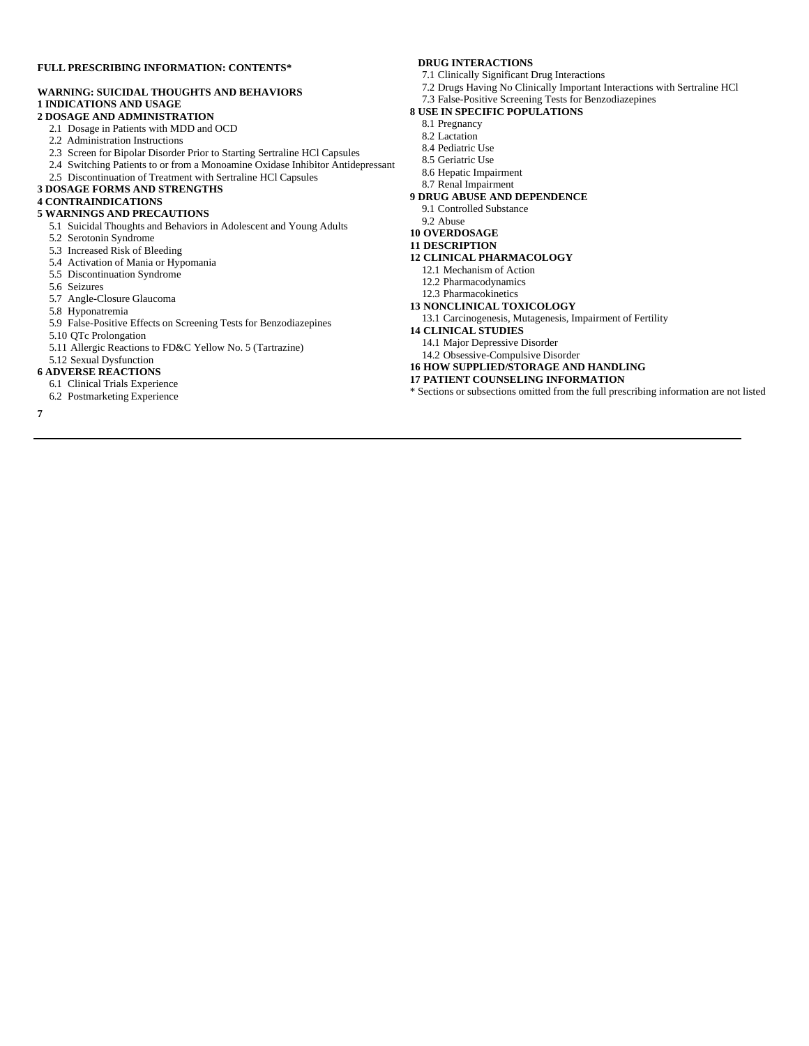**FULL PRESCRIBING INFORMATION: CONTENTS***

**WARNING: SUICIDAL THOUGHTS AND BEHAVIORS**

**1 INDICATIONS AND USAGE**

**2 DOSAGE AND ADMINISTRATION**
- 2.1 Dosage in Patients with MDD and OCD
- 2.2 Administration Instructions
- 2.3 Screen for Bipolar Disorder Prior to Starting Sertraline HCl Capsules
- 2.4 Switching Patients to or from a Monoamine Oxidase Inhibitor Antidepressant
- 2.5 Discontinuation of Treatment with Sertraline HCl Capsules

**3 DOSAGE FORMS AND STRENGTHS**

**4 CONTRAINDICATIONS**

**5 WARNINGS AND PRECAUTIONS**
- 5.1 Suicidal Thoughts and Behaviors in Adolescent and Young Adults
- 5.2 Serotonin Syndrome
- 5.3 Increased Risk of Bleeding
- 5.4 Activation of Mania or Hypomania
- 5.5 Discontinuation Syndrome
- 5.6 Seizures
- 5.7 Angle-Closure Glaucoma
- 5.8 Hyponatremia
- 5.9 False-Positive Effects on Screening Tests for Benzodiazepines
- 5.10 QTc Prolongation
- 5.11 Allergic Reactions to FD&C Yellow No. 5 (Tartrazine)
- 5.12 Sexual Dysfunction

**6 ADVERSE REACTIONS**
- 6.1 Clinical Trials Experience
- 6.2 Postmarketing Experience

**7 DRUG INTERACTIONS**
- 7.1 Clinically Significant Drug Interactions
- 7.2 Drugs Having No Clinically Important Interactions with Sertraline HCl
- 7.3 False-Positive Screening Tests for Benzodiazepines

**8 USE IN SPECIFIC POPULATIONS**
- 8.1 Pregnancy
- 8.2 Lactation
- 8.4 Pediatric Use
- 8.5 Geriatric Use
- 8.6 Hepatic Impairment
- 8.7 Renal Impairment

**9 DRUG ABUSE AND DEPENDENCE**
- 9.1 Controlled Substance
- 9.2 Abuse

**10 OVERDOSAGE**

**11 DESCRIPTION**

**12 CLINICAL PHARMACOLOGY**
- 12.1 Mechanism of Action
- 12.2 Pharmacodynamics
- 12.3 Pharmacokinetics

**13 NONCLINICAL TOXICOLOGY**
- 13.1 Carcinogenesis, Mutagenesis, Impairment of Fertility

**14 CLINICAL STUDIES**
- 14.1 Major Depressive Disorder
- 14.2 Obsessive-Compulsive Disorder

**16 HOW SUPPLIED/STORAGE AND HANDLING**

**17 PATIENT COUNSELING INFORMATION**

* Sections or subsections omitted from the full prescribing information are not listed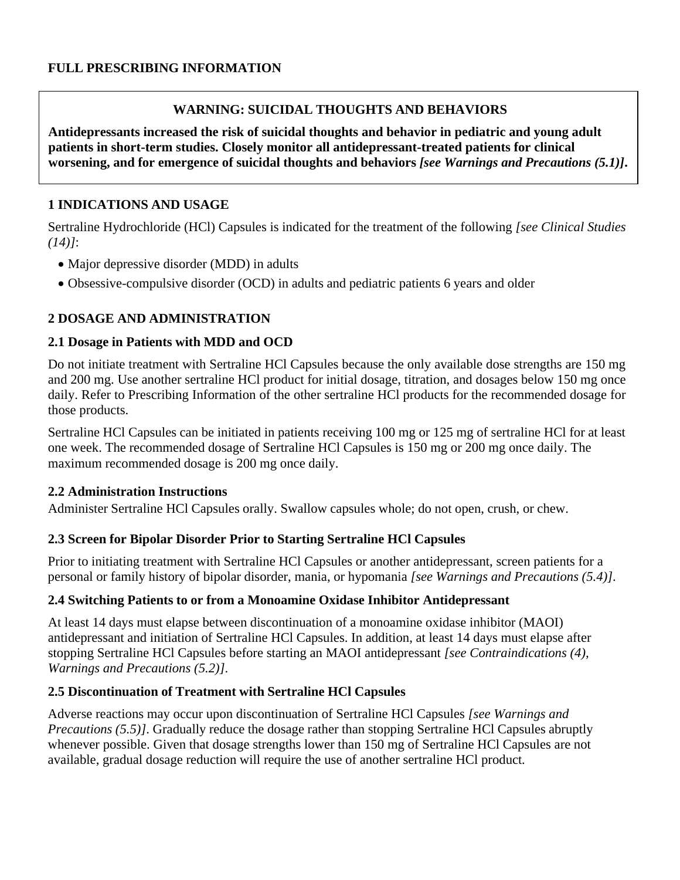# FULL PRESCRIBING INFORMATION

**WARNING: SUICIDAL THOUGHTS AND BEHAVIORS**

**Antidepressants increased the risk of suicidal thoughts and behavior in pediatric and young adult patients in short-term studies. Closely monitor all antidepressant-treated patients for clinical worsening, and for emergence of suicidal thoughts and behaviors *[see Warnings and Precautions (5.1)]*.**

## 1 INDICATIONS AND USAGE

Sertraline Hydrochloride (HCl) Capsules is indicated for the treatment of the following *[see Clinical Studies (14)]*:

- Major depressive disorder (MDD) in adults
- Obsessive-compulsive disorder (OCD) in adults and pediatric patients 6 years and older

## 2 DOSAGE AND ADMINISTRATION

### 2.1 Dosage in Patients with MDD and OCD

Do not initiate treatment with Sertraline HCl Capsules because the only available dose strengths are 150 mg and 200 mg. Use another sertraline HCl product for initial dosage, titration, and dosages below 150 mg once daily. Refer to Prescribing Information of the other sertraline HCl products for the recommended dosage for those products.

Sertraline HCl Capsules can be initiated in patients receiving 100 mg or 125 mg of sertraline HCl for at least one week. The recommended dosage of Sertraline HCl Capsules is 150 mg or 200 mg once daily. The maximum recommended dosage is 200 mg once daily.

### 2.2 Administration Instructions

Administer Sertraline HCl Capsules orally. Swallow capsules whole; do not open, crush, or chew.

### 2.3 Screen for Bipolar Disorder Prior to Starting Sertraline HCl Capsules

Prior to initiating treatment with Sertraline HCl Capsules or another antidepressant, screen patients for a personal or family history of bipolar disorder, mania, or hypomania *[see Warnings and Precautions (5.4)]*.

### 2.4 Switching Patients to or from a Monoamine Oxidase Inhibitor Antidepressant

At least 14 days must elapse between discontinuation of a monoamine oxidase inhibitor (MAOI) antidepressant and initiation of Sertraline HCl Capsules. In addition, at least 14 days must elapse after stopping Sertraline HCl Capsules before starting an MAOI antidepressant *[see Contraindications (4), Warnings and Precautions (5.2)]*.

### 2.5 Discontinuation of Treatment with Sertraline HCl Capsules

Adverse reactions may occur upon discontinuation of Sertraline HCl Capsules *[see Warnings and Precautions (5.5)]*. Gradually reduce the dosage rather than stopping Sertraline HCl Capsules abruptly whenever possible. Given that dosage strengths lower than 150 mg of Sertraline HCl Capsules are not available, gradual dosage reduction will require the use of another sertraline HCl product.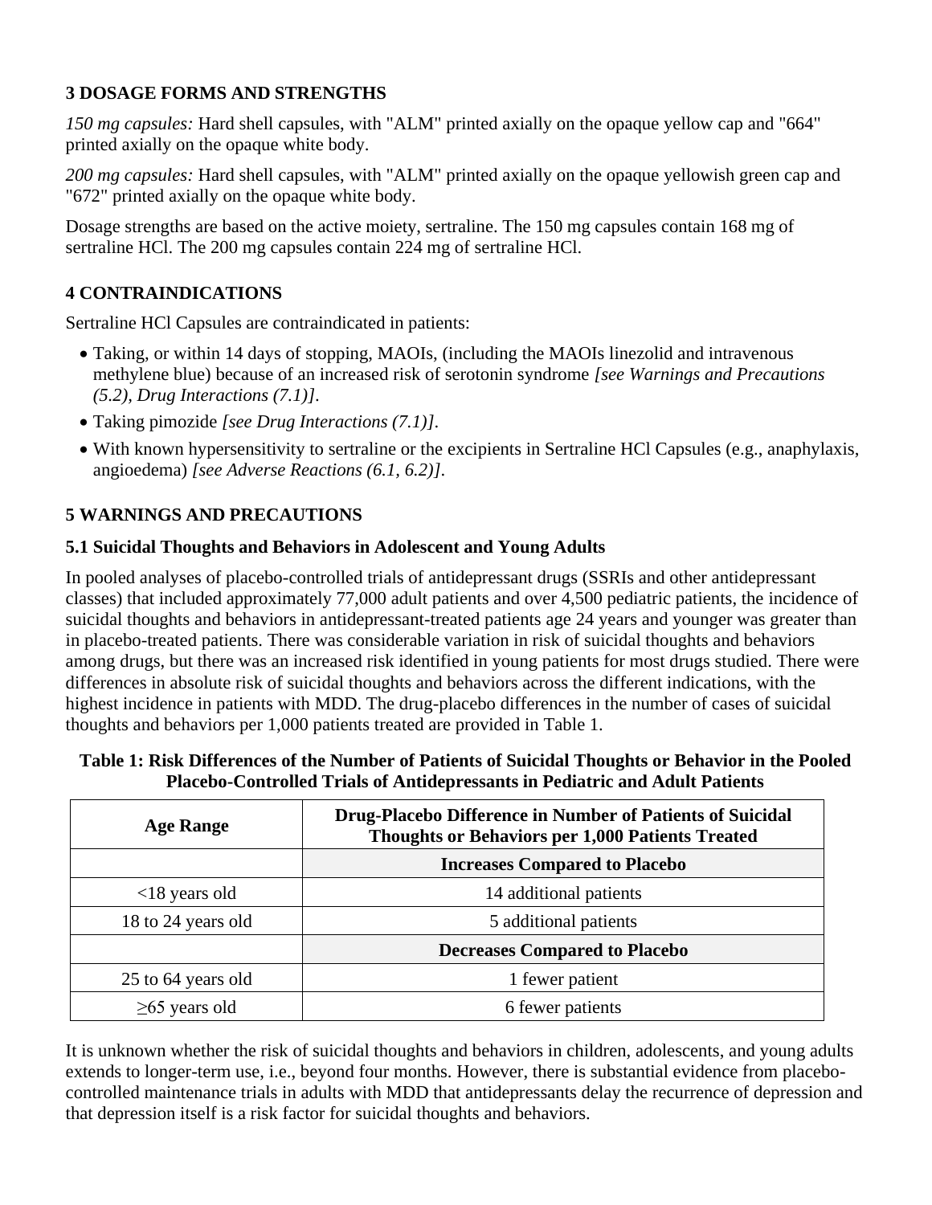## 3 DOSAGE FORMS AND STRENGTHS

*150 mg capsules:* Hard shell capsules, with "ALM" printed axially on the opaque yellow cap and "664" printed axially on the opaque white body.

*200 mg capsules:* Hard shell capsules, with "ALM" printed axially on the opaque yellowish green cap and "672" printed axially on the opaque white body.

Dosage strengths are based on the active moiety, sertraline. The 150 mg capsules contain 168 mg of sertraline HCl. The 200 mg capsules contain 224 mg of sertraline HCl.

## 4 CONTRAINDICATIONS

Sertraline HCl Capsules are contraindicated in patients:

- Taking, or within 14 days of stopping, MAOIs, (including the MAOIs linezolid and intravenous methylene blue) because of an increased risk of serotonin syndrome *[see Warnings and Precautions (5.2), Drug Interactions (7.1)]*.
- Taking pimozide *[see Drug Interactions (7.1)]*.
- With known hypersensitivity to sertraline or the excipients in Sertraline HCl Capsules (e.g., anaphylaxis, angioedema) *[see Adverse Reactions (6.1, 6.2)]*.

## 5 WARNINGS AND PRECAUTIONS

### 5.1 Suicidal Thoughts and Behaviors in Adolescent and Young Adults

In pooled analyses of placebo-controlled trials of antidepressant drugs (SSRIs and other antidepressant classes) that included approximately 77,000 adult patients and over 4,500 pediatric patients, the incidence of suicidal thoughts and behaviors in antidepressant-treated patients age 24 years and younger was greater than in placebo-treated patients. There was considerable variation in risk of suicidal thoughts and behaviors among drugs, but there was an increased risk identified in young patients for most drugs studied. There were differences in absolute risk of suicidal thoughts and behaviors across the different indications, with the highest incidence in patients with MDD. The drug-placebo differences in the number of cases of suicidal thoughts and behaviors per 1,000 patients treated are provided in Table 1.

**Table 1: Risk Differences of the Number of Patients of Suicidal Thoughts or Behavior in the Pooled Placebo-Controlled Trials of Antidepressants in Pediatric and Adult Patients**

| Age Range | Drug-Placebo Difference in Number of Patients of Suicidal Thoughts or Behaviors per 1,000 Patients Treated |
|---|---|
| | **Increases Compared to Placebo** |
| <18 years old | 14 additional patients |
| 18 to 24 years old | 5 additional patients |
| | **Decreases Compared to Placebo** |
| 25 to 64 years old | 1 fewer patient |
| ≥65 years old | 6 fewer patients |

It is unknown whether the risk of suicidal thoughts and behaviors in children, adolescents, and young adults extends to longer-term use, i.e., beyond four months. However, there is substantial evidence from placebo-controlled maintenance trials in adults with MDD that antidepressants delay the recurrence of depression and that depression itself is a risk factor for suicidal thoughts and behaviors.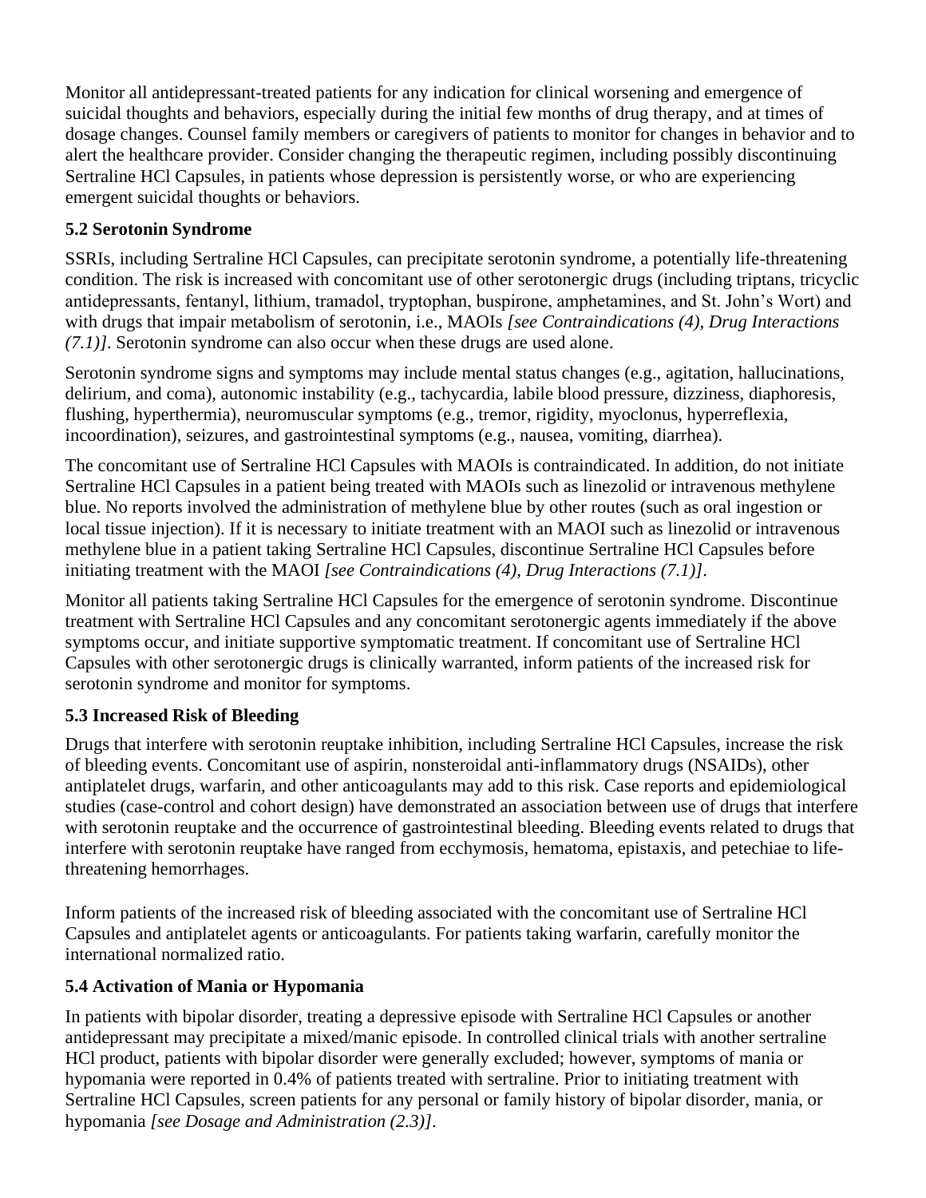Monitor all antidepressant-treated patients for any indication for clinical worsening and emergence of suicidal thoughts and behaviors, especially during the initial few months of drug therapy, and at times of dosage changes. Counsel family members or caregivers of patients to monitor for changes in behavior and to alert the healthcare provider. Consider changing the therapeutic regimen, including possibly discontinuing Sertraline HCl Capsules, in patients whose depression is persistently worse, or who are experiencing emergent suicidal thoughts or behaviors.

### 5.2 Serotonin Syndrome

SSRIs, including Sertraline HCl Capsules, can precipitate serotonin syndrome, a potentially life-threatening condition. The risk is increased with concomitant use of other serotonergic drugs (including triptans, tricyclic antidepressants, fentanyl, lithium, tramadol, tryptophan, buspirone, amphetamines, and St. John's Wort) and with drugs that impair metabolism of serotonin, i.e., MAOIs *[see Contraindications (4), Drug Interactions (7.1)]*. Serotonin syndrome can also occur when these drugs are used alone.

Serotonin syndrome signs and symptoms may include mental status changes (e.g., agitation, hallucinations, delirium, and coma), autonomic instability (e.g., tachycardia, labile blood pressure, dizziness, diaphoresis, flushing, hyperthermia), neuromuscular symptoms (e.g., tremor, rigidity, myoclonus, hyperreflexia, incoordination), seizures, and gastrointestinal symptoms (e.g., nausea, vomiting, diarrhea).

The concomitant use of Sertraline HCl Capsules with MAOIs is contraindicated. In addition, do not initiate Sertraline HCl Capsules in a patient being treated with MAOIs such as linezolid or intravenous methylene blue. No reports involved the administration of methylene blue by other routes (such as oral ingestion or local tissue injection). If it is necessary to initiate treatment with an MAOI such as linezolid or intravenous methylene blue in a patient taking Sertraline HCl Capsules, discontinue Sertraline HCl Capsules before initiating treatment with the MAOI *[see Contraindications (4), Drug Interactions (7.1)]*.

Monitor all patients taking Sertraline HCl Capsules for the emergence of serotonin syndrome. Discontinue treatment with Sertraline HCl Capsules and any concomitant serotonergic agents immediately if the above symptoms occur, and initiate supportive symptomatic treatment. If concomitant use of Sertraline HCl Capsules with other serotonergic drugs is clinically warranted, inform patients of the increased risk for serotonin syndrome and monitor for symptoms.

### 5.3 Increased Risk of Bleeding

Drugs that interfere with serotonin reuptake inhibition, including Sertraline HCl Capsules, increase the risk of bleeding events. Concomitant use of aspirin, nonsteroidal anti-inflammatory drugs (NSAIDs), other antiplatelet drugs, warfarin, and other anticoagulants may add to this risk. Case reports and epidemiological studies (case-control and cohort design) have demonstrated an association between use of drugs that interfere with serotonin reuptake and the occurrence of gastrointestinal bleeding. Bleeding events related to drugs that interfere with serotonin reuptake have ranged from ecchymosis, hematoma, epistaxis, and petechiae to life-threatening hemorrhages.

Inform patients of the increased risk of bleeding associated with the concomitant use of Sertraline HCl Capsules and antiplatelet agents or anticoagulants. For patients taking warfarin, carefully monitor the international normalized ratio.

### 5.4 Activation of Mania or Hypomania

In patients with bipolar disorder, treating a depressive episode with Sertraline HCl Capsules or another antidepressant may precipitate a mixed/manic episode. In controlled clinical trials with another sertraline HCl product, patients with bipolar disorder were generally excluded; however, symptoms of mania or hypomania were reported in 0.4% of patients treated with sertraline. Prior to initiating treatment with Sertraline HCl Capsules, screen patients for any personal or family history of bipolar disorder, mania, or hypomania *[see Dosage and Administration (2.3)]*.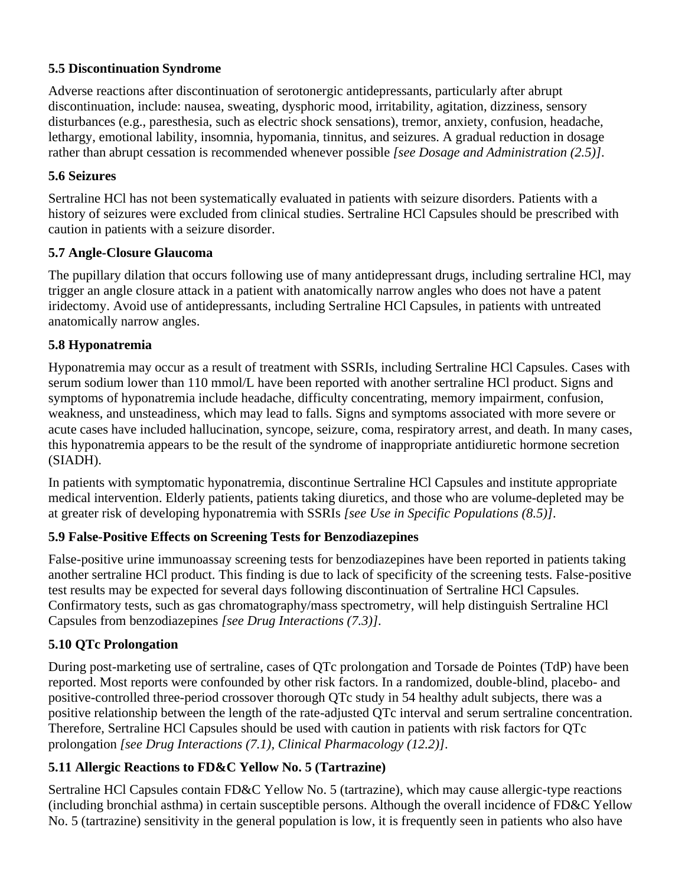### 5.5 Discontinuation Syndrome

Adverse reactions after discontinuation of serotonergic antidepressants, particularly after abrupt discontinuation, include: nausea, sweating, dysphoric mood, irritability, agitation, dizziness, sensory disturbances (e.g., paresthesia, such as electric shock sensations), tremor, anxiety, confusion, headache, lethargy, emotional lability, insomnia, hypomania, tinnitus, and seizures. A gradual reduction in dosage rather than abrupt cessation is recommended whenever possible *[see Dosage and Administration (2.5)]*.

### 5.6 Seizures

Sertraline HCl has not been systematically evaluated in patients with seizure disorders. Patients with a history of seizures were excluded from clinical studies. Sertraline HCl Capsules should be prescribed with caution in patients with a seizure disorder.

### 5.7 Angle-Closure Glaucoma

The pupillary dilation that occurs following use of many antidepressant drugs, including sertraline HCl, may trigger an angle closure attack in a patient with anatomically narrow angles who does not have a patent iridectomy. Avoid use of antidepressants, including Sertraline HCl Capsules, in patients with untreated anatomically narrow angles.

### 5.8 Hyponatremia

Hyponatremia may occur as a result of treatment with SSRIs, including Sertraline HCl Capsules. Cases with serum sodium lower than 110 mmol/L have been reported with another sertraline HCl product. Signs and symptoms of hyponatremia include headache, difficulty concentrating, memory impairment, confusion, weakness, and unsteadiness, which may lead to falls. Signs and symptoms associated with more severe or acute cases have included hallucination, syncope, seizure, coma, respiratory arrest, and death. In many cases, this hyponatremia appears to be the result of the syndrome of inappropriate antidiuretic hormone secretion (SIADH).

In patients with symptomatic hyponatremia, discontinue Sertraline HCl Capsules and institute appropriate medical intervention. Elderly patients, patients taking diuretics, and those who are volume-depleted may be at greater risk of developing hyponatremia with SSRIs *[see Use in Specific Populations (8.5)]*.

### 5.9 False-Positive Effects on Screening Tests for Benzodiazepines

False-positive urine immunoassay screening tests for benzodiazepines have been reported in patients taking another sertraline HCl product. This finding is due to lack of specificity of the screening tests. False-positive test results may be expected for several days following discontinuation of Sertraline HCl Capsules. Confirmatory tests, such as gas chromatography/mass spectrometry, will help distinguish Sertraline HCl Capsules from benzodiazepines *[see Drug Interactions (7.3)]*.

### 5.10 QTc Prolongation

During post-marketing use of sertraline, cases of QTc prolongation and Torsade de Pointes (TdP) have been reported. Most reports were confounded by other risk factors. In a randomized, double-blind, placebo- and positive-controlled three-period crossover thorough QTc study in 54 healthy adult subjects, there was a positive relationship between the length of the rate-adjusted QTc interval and serum sertraline concentration. Therefore, Sertraline HCl Capsules should be used with caution in patients with risk factors for QTc prolongation *[see Drug Interactions (7.1), Clinical Pharmacology (12.2)]*.

### 5.11 Allergic Reactions to FD&C Yellow No. 5 (Tartrazine)

Sertraline HCl Capsules contain FD&C Yellow No. 5 (tartrazine), which may cause allergic-type reactions (including bronchial asthma) in certain susceptible persons. Although the overall incidence of FD&C Yellow No. 5 (tartrazine) sensitivity in the general population is low, it is frequently seen in patients who also have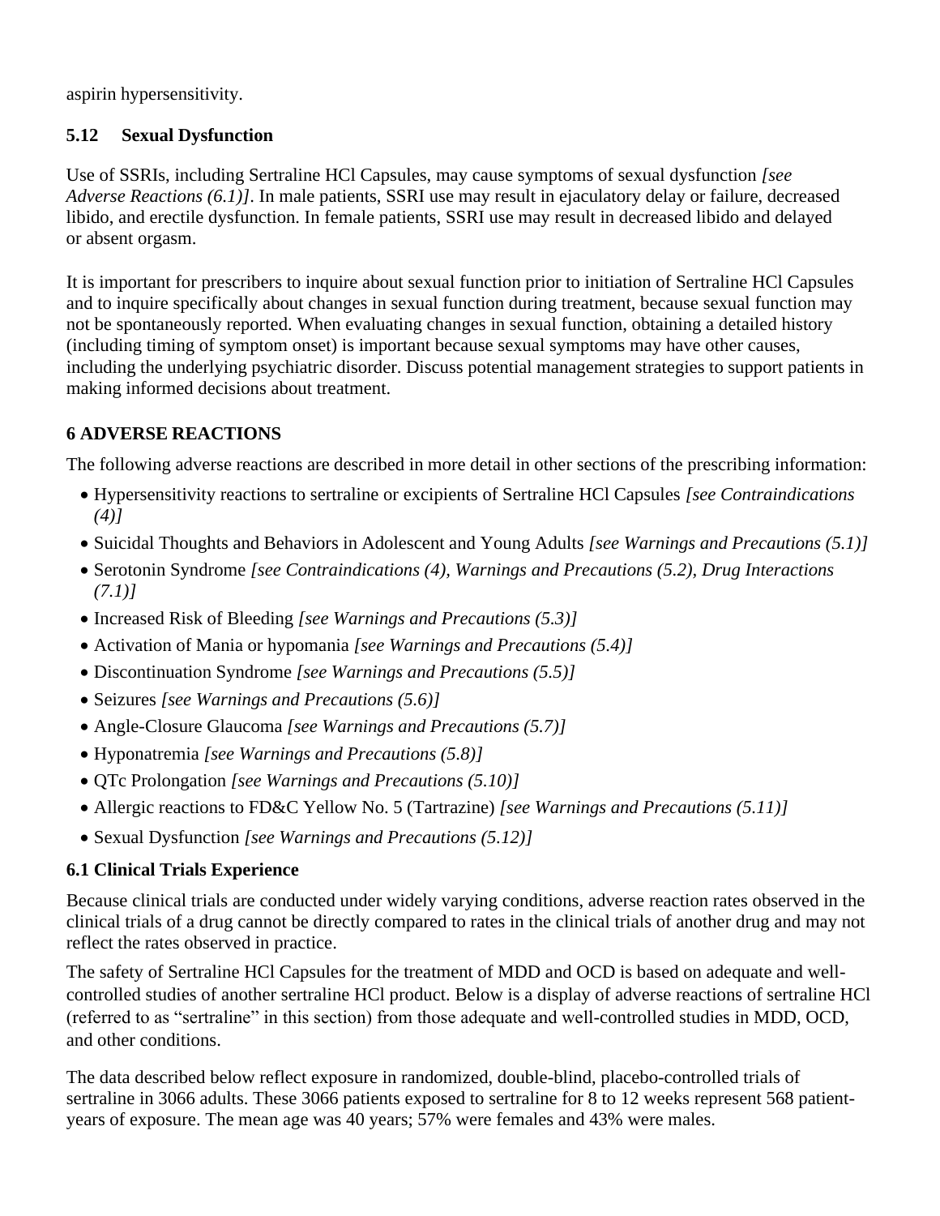aspirin hypersensitivity.

### 5.12 Sexual Dysfunction

Use of SSRIs, including Sertraline HCl Capsules, may cause symptoms of sexual dysfunction *[see Adverse Reactions (6.1)]*. In male patients, SSRI use may result in ejaculatory delay or failure, decreased libido, and erectile dysfunction. In female patients, SSRI use may result in decreased libido and delayed or absent orgasm.

It is important for prescribers to inquire about sexual function prior to initiation of Sertraline HCl Capsules and to inquire specifically about changes in sexual function during treatment, because sexual function may not be spontaneously reported. When evaluating changes in sexual function, obtaining a detailed history (including timing of symptom onset) is important because sexual symptoms may have other causes, including the underlying psychiatric disorder. Discuss potential management strategies to support patients in making informed decisions about treatment.

## 6 ADVERSE REACTIONS

The following adverse reactions are described in more detail in other sections of the prescribing information:

- Hypersensitivity reactions to sertraline or excipients of Sertraline HCl Capsules *[see Contraindications (4)]*
- Suicidal Thoughts and Behaviors in Adolescent and Young Adults *[see Warnings and Precautions (5.1)]*
- Serotonin Syndrome *[see Contraindications (4), Warnings and Precautions (5.2), Drug Interactions (7.1)]*
- Increased Risk of Bleeding *[see Warnings and Precautions (5.3)]*
- Activation of Mania or hypomania *[see Warnings and Precautions (5.4)]*
- Discontinuation Syndrome *[see Warnings and Precautions (5.5)]*
- Seizures *[see Warnings and Precautions (5.6)]*
- Angle-Closure Glaucoma *[see Warnings and Precautions (5.7)]*
- Hyponatremia *[see Warnings and Precautions (5.8)]*
- QTc Prolongation *[see Warnings and Precautions (5.10)]*
- Allergic reactions to FD&C Yellow No. 5 (Tartrazine) *[see Warnings and Precautions (5.11)]*
- Sexual Dysfunction *[see Warnings and Precautions (5.12)]*

### 6.1 Clinical Trials Experience

Because clinical trials are conducted under widely varying conditions, adverse reaction rates observed in the clinical trials of a drug cannot be directly compared to rates in the clinical trials of another drug and may not reflect the rates observed in practice.

The safety of Sertraline HCl Capsules for the treatment of MDD and OCD is based on adequate and well-controlled studies of another sertraline HCl product. Below is a display of adverse reactions of sertraline HCl (referred to as "sertraline" in this section) from those adequate and well-controlled studies in MDD, OCD, and other conditions.

The data described below reflect exposure in randomized, double-blind, placebo-controlled trials of sertraline in 3066 adults. These 3066 patients exposed to sertraline for 8 to 12 weeks represent 568 patient-years of exposure. The mean age was 40 years; 57% were females and 43% were males.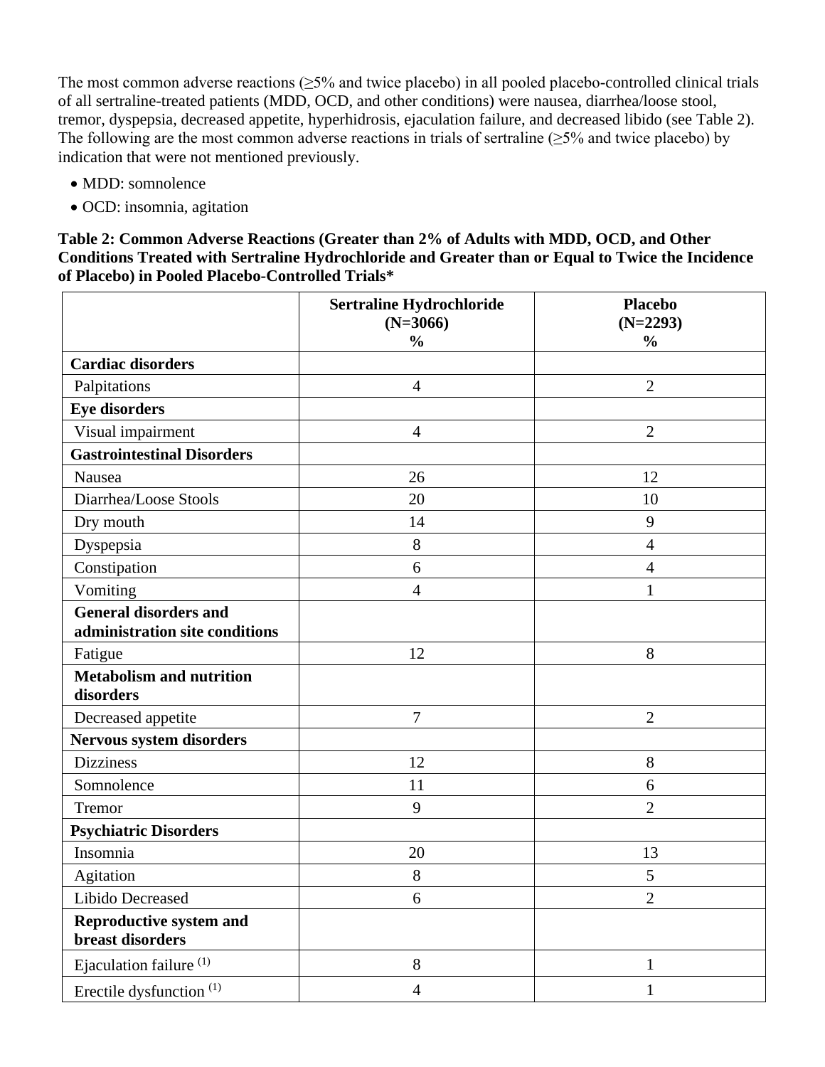The most common adverse reactions (≥5% and twice placebo) in all pooled placebo-controlled clinical trials of all sertraline-treated patients (MDD, OCD, and other conditions) were nausea, diarrhea/loose stool, tremor, dyspepsia, decreased appetite, hyperhidrosis, ejaculation failure, and decreased libido (see Table 2). The following are the most common adverse reactions in trials of sertraline (≥5% and twice placebo) by indication that were not mentioned previously.

- MDD: somnolence
- OCD: insomnia, agitation

**Table 2: Common Adverse Reactions (Greater than 2% of Adults with MDD, OCD, and Other Conditions Treated with Sertraline Hydrochloride and Greater than or Equal to Twice the Incidence of Placebo) in Pooled Placebo-Controlled Trials***

| | Sertraline Hydrochloride (N=3066) % | Placebo (N=2293) % |
|---|---|---|
| **Cardiac disorders** | | |
| Palpitations | 4 | 2 |
| **Eye disorders** | | |
| Visual impairment | 4 | 2 |
| **Gastrointestinal Disorders** | | |
| Nausea | 26 | 12 |
| Diarrhea/Loose Stools | 20 | 10 |
| Dry mouth | 14 | 9 |
| Dyspepsia | 8 | 4 |
| Constipation | 6 | 4 |
| Vomiting | 4 | 1 |
| **General disorders and administration site conditions** | | |
| Fatigue | 12 | 8 |
| **Metabolism and nutrition disorders** | | |
| Decreased appetite | 7 | 2 |
| **Nervous system disorders** | | |
| Dizziness | 12 | 8 |
| Somnolence | 11 | 6 |
| Tremor | 9 | 2 |
| **Psychiatric Disorders** | | |
| Insomnia | 20 | 13 |
| Agitation | 8 | 5 |
| Libido Decreased | 6 | 2 |
| **Reproductive system and breast disorders** | | |
| Ejaculation failure [(1)] | 8 | 1 |
| Erectile dysfunction [(1)] | 4 | 1 |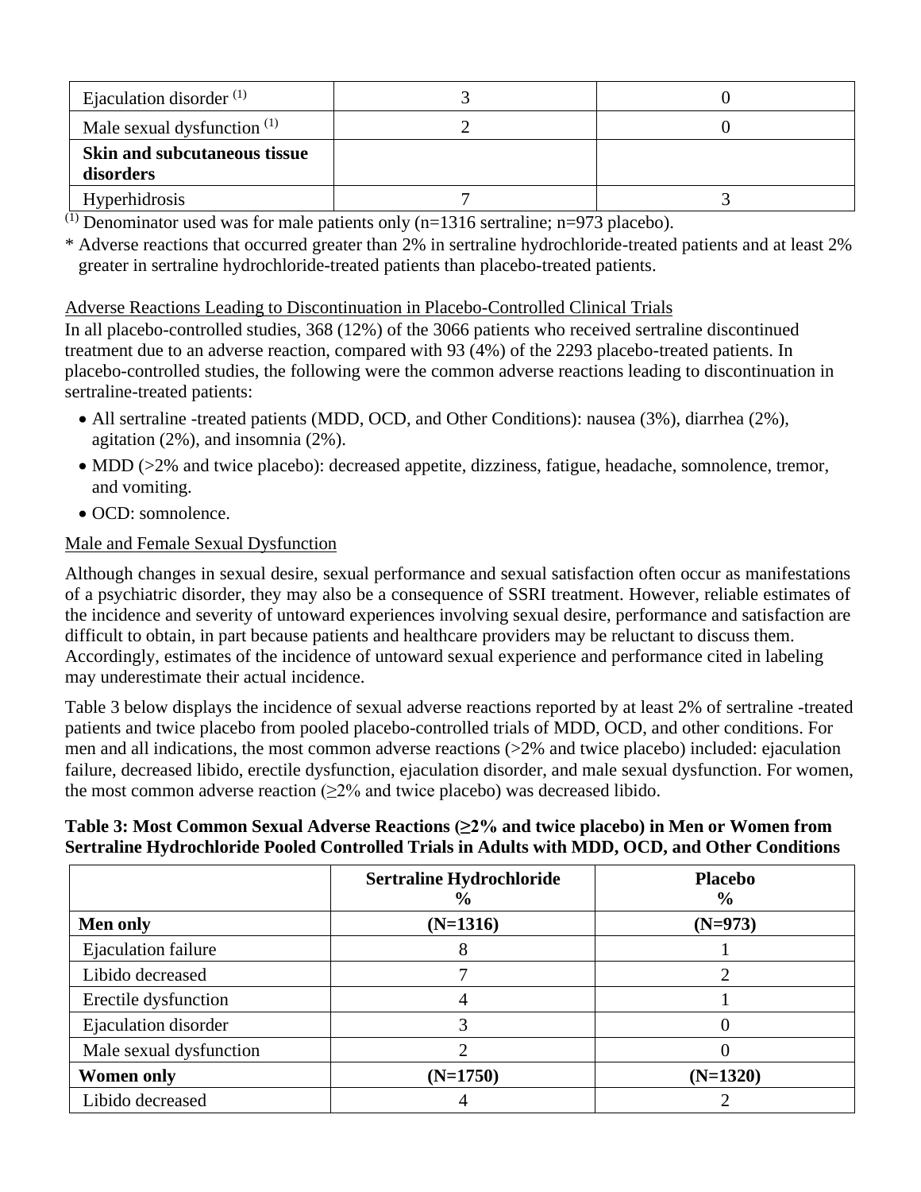| Ejaculation disorder [(1)] | 3 | 0 |
|---|---|---|
| Male sexual dysfunction [(1)] | 2 | 0 |
| **Skin and subcutaneous tissue disorders** | | |
| Hyperhidrosis | 7 | 3 |

[(1)] Denominator used was for male patients only (n=1316 sertraline; n=973 placebo).

* Adverse reactions that occurred greater than 2% in sertraline hydrochloride-treated patients and at least 2% greater in sertraline hydrochloride-treated patients than placebo-treated patients.

Adverse Reactions Leading to Discontinuation in Placebo-Controlled Clinical Trials

In all placebo-controlled studies, 368 (12%) of the 3066 patients who received sertraline discontinued treatment due to an adverse reaction, compared with 93 (4%) of the 2293 placebo-treated patients. In placebo-controlled studies, the following were the common adverse reactions leading to discontinuation in sertraline-treated patients:

- All sertraline -treated patients (MDD, OCD, and Other Conditions): nausea (3%), diarrhea (2%), agitation (2%), and insomnia (2%).
- MDD (>2% and twice placebo): decreased appetite, dizziness, fatigue, headache, somnolence, tremor, and vomiting.
- OCD: somnolence.

Male and Female Sexual Dysfunction

Although changes in sexual desire, sexual performance and sexual satisfaction often occur as manifestations of a psychiatric disorder, they may also be a consequence of SSRI treatment. However, reliable estimates of the incidence and severity of untoward experiences involving sexual desire, performance and satisfaction are difficult to obtain, in part because patients and healthcare providers may be reluctant to discuss them. Accordingly, estimates of the incidence of untoward sexual experience and performance cited in labeling may underestimate their actual incidence.

Table 3 below displays the incidence of sexual adverse reactions reported by at least 2% of sertraline -treated patients and twice placebo from pooled placebo-controlled trials of MDD, OCD, and other conditions. For men and all indications, the most common adverse reactions (>2% and twice placebo) included: ejaculation failure, decreased libido, erectile dysfunction, ejaculation disorder, and male sexual dysfunction. For women, the most common adverse reaction (≥2% and twice placebo) was decreased libido.

**Table 3: Most Common Sexual Adverse Reactions (≥2% and twice placebo) in Men or Women from Sertraline Hydrochloride Pooled Controlled Trials in Adults with MDD, OCD, and Other Conditions**

| | **Sertraline Hydrochloride %** | **Placebo %** |
|---|---|---|
| **Men only** | **(N=1316)** | **(N=973)** |
| Ejaculation failure | 8 | 1 |
| Libido decreased | 7 | 2 |
| Erectile dysfunction | 4 | 1 |
| Ejaculation disorder | 3 | 0 |
| Male sexual dysfunction | 2 | 0 |
| **Women only** | **(N=1750)** | **(N=1320)** |
| Libido decreased | 4 | 2 |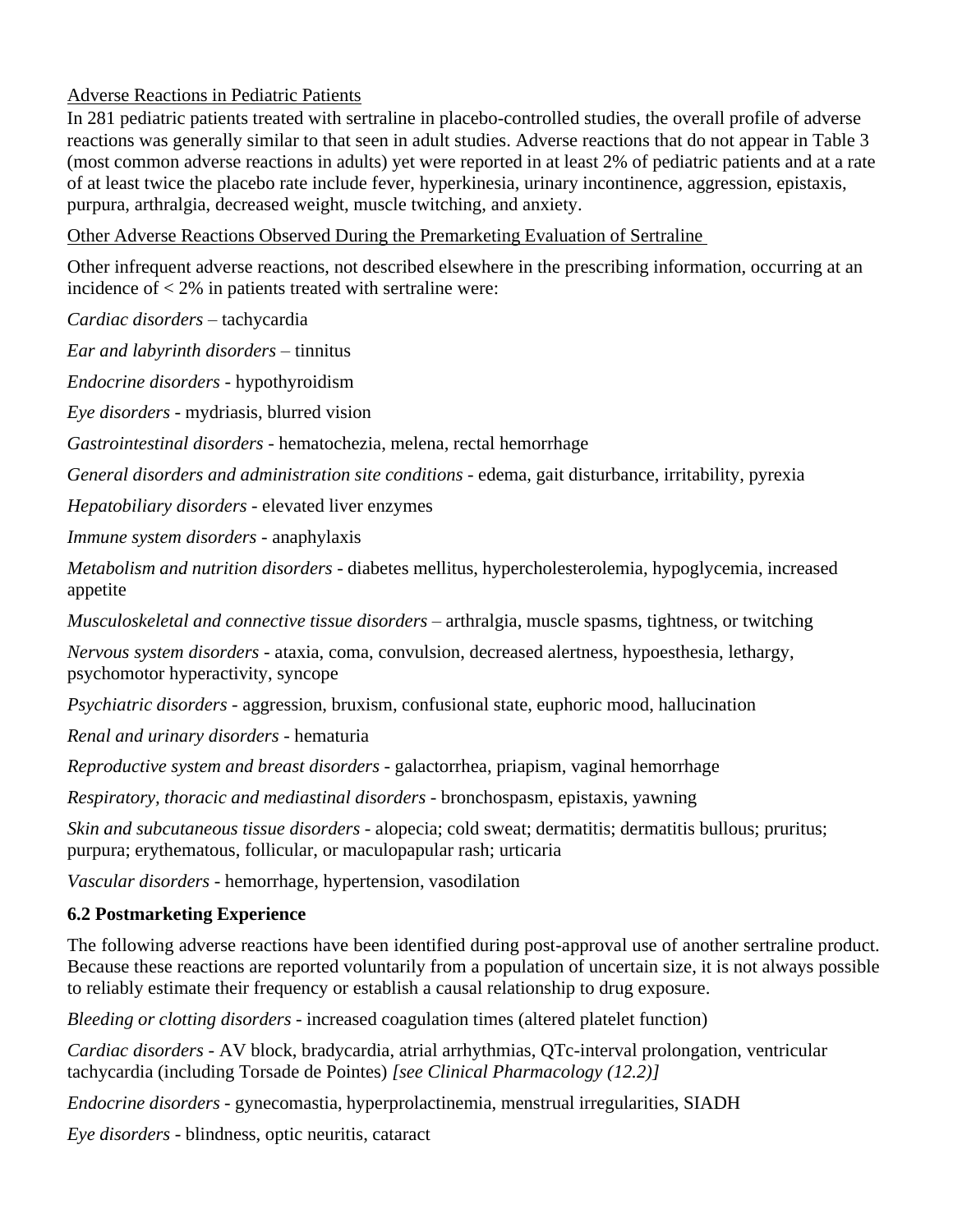Adverse Reactions in Pediatric Patients

In 281 pediatric patients treated with sertraline in placebo-controlled studies, the overall profile of adverse reactions was generally similar to that seen in adult studies. Adverse reactions that do not appear in Table 3 (most common adverse reactions in adults) yet were reported in at least 2% of pediatric patients and at a rate of at least twice the placebo rate include fever, hyperkinesia, urinary incontinence, aggression, epistaxis, purpura, arthralgia, decreased weight, muscle twitching, and anxiety.

Other Adverse Reactions Observed During the Premarketing Evaluation of Sertraline

Other infrequent adverse reactions, not described elsewhere in the prescribing information, occurring at an incidence of < 2% in patients treated with sertraline were:

*Cardiac disorders* – tachycardia

*Ear and labyrinth disorders* – tinnitus

*Endocrine disorders* - hypothyroidism

*Eye disorders* - mydriasis, blurred vision

*Gastrointestinal disorders* - hematochezia, melena, rectal hemorrhage

*General disorders and administration site conditions* - edema, gait disturbance, irritability, pyrexia

*Hepatobiliary disorders* - elevated liver enzymes

*Immune system disorders* - anaphylaxis

*Metabolism and nutrition disorders* - diabetes mellitus, hypercholesterolemia, hypoglycemia, increased appetite

*Musculoskeletal and connective tissue disorders* – arthralgia, muscle spasms, tightness, or twitching

*Nervous system disorders* - ataxia, coma, convulsion, decreased alertness, hypoesthesia, lethargy, psychomotor hyperactivity, syncope

*Psychiatric disorders* - aggression, bruxism, confusional state, euphoric mood, hallucination

*Renal and urinary disorders* - hematuria

*Reproductive system and breast disorders* - galactorrhea, priapism, vaginal hemorrhage

*Respiratory, thoracic and mediastinal disorders* - bronchospasm, epistaxis, yawning

*Skin and subcutaneous tissue disorders* - alopecia; cold sweat; dermatitis; dermatitis bullous; pruritus; purpura; erythematous, follicular, or maculopapular rash; urticaria

*Vascular disorders* - hemorrhage, hypertension, vasodilation

**6.2 Postmarketing Experience**

The following adverse reactions have been identified during post-approval use of another sertraline product. Because these reactions are reported voluntarily from a population of uncertain size, it is not always possible to reliably estimate their frequency or establish a causal relationship to drug exposure.

*Bleeding or clotting disorders* - increased coagulation times (altered platelet function)

*Cardiac disorders* - AV block, bradycardia, atrial arrhythmias, QTc-interval prolongation, ventricular tachycardia (including Torsade de Pointes) *[see Clinical Pharmacology (12.2)]*

*Endocrine disorders* - gynecomastia, hyperprolactinemia, menstrual irregularities, SIADH

*Eye disorders* - blindness, optic neuritis, cataract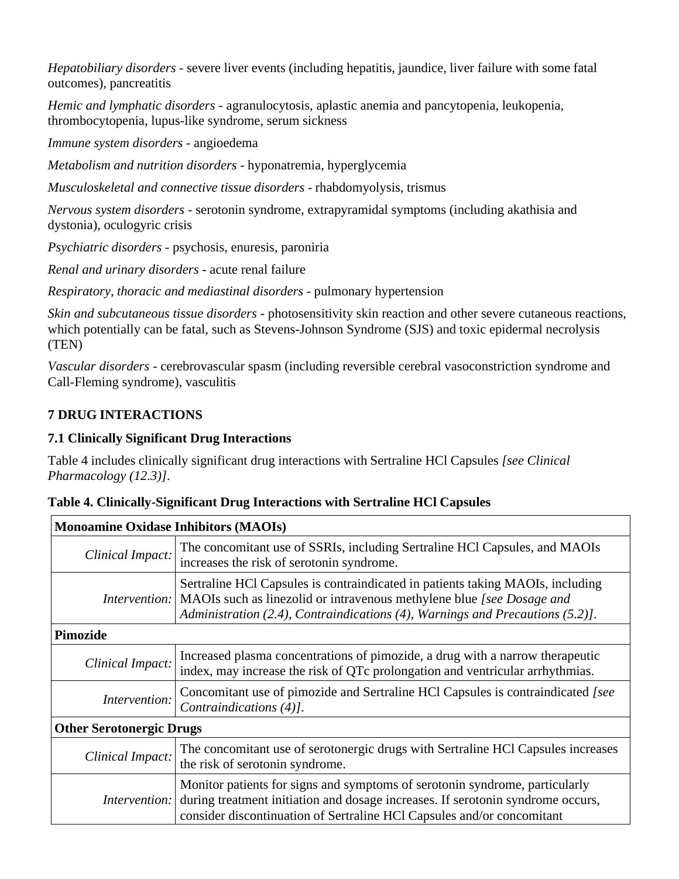*Hepatobiliary disorders* - severe liver events (including hepatitis, jaundice, liver failure with some fatal outcomes), pancreatitis

*Hemic and lymphatic disorders* - agranulocytosis, aplastic anemia and pancytopenia, leukopenia, thrombocytopenia, lupus-like syndrome, serum sickness

*Immune system disorders* - angioedema

*Metabolism and nutrition disorders* - hyponatremia, hyperglycemia

*Musculoskeletal and connective tissue disorders* - rhabdomyolysis, trismus

*Nervous system disorders* - serotonin syndrome, extrapyramidal symptoms (including akathisia and dystonia), oculogyric crisis

*Psychiatric disorders* - psychosis, enuresis, paroniria

*Renal and urinary disorders* - acute renal failure

*Respiratory, thoracic and mediastinal disorders* - pulmonary hypertension

*Skin and subcutaneous tissue disorders* - photosensitivity skin reaction and other severe cutaneous reactions, which potentially can be fatal, such as Stevens-Johnson Syndrome (SJS) and toxic epidermal necrolysis (TEN)

*Vascular disorders* - cerebrovascular spasm (including reversible cerebral vasoconstriction syndrome and Call-Fleming syndrome), vasculitis

## 7 DRUG INTERACTIONS

### 7.1 Clinically Significant Drug Interactions

Table 4 includes clinically significant drug interactions with Sertraline HCl Capsules *[see Clinical Pharmacology (12.3)]*.

**Table 4. Clinically-Significant Drug Interactions with Sertraline HCl Capsules**

| **Monoamine Oxidase Inhibitors (MAOIs)** | |
|---|---|
| *Clinical Impact:* | The concomitant use of SSRIs, including Sertraline HCl Capsules, and MAOIs increases the risk of serotonin syndrome. |
| *Intervention:* | Sertraline HCl Capsules is contraindicated in patients taking MAOIs, including MAOIs such as linezolid or intravenous methylene blue *[see Dosage and Administration (2.4), Contraindications (4), Warnings and Precautions (5.2)]*. |
| **Pimozide** | |
| *Clinical Impact:* | Increased plasma concentrations of pimozide, a drug with a narrow therapeutic index, may increase the risk of QTc prolongation and ventricular arrhythmias. |
| *Intervention:* | Concomitant use of pimozide and Sertraline HCl Capsules is contraindicated *[see Contraindications (4)]*. |
| **Other Serotonergic Drugs** | |
| *Clinical Impact:* | The concomitant use of serotonergic drugs with Sertraline HCl Capsules increases the risk of serotonin syndrome. |
| *Intervention:* | Monitor patients for signs and symptoms of serotonin syndrome, particularly during treatment initiation and dosage increases. If serotonin syndrome occurs, consider discontinuation of Sertraline HCl Capsules and/or concomitant |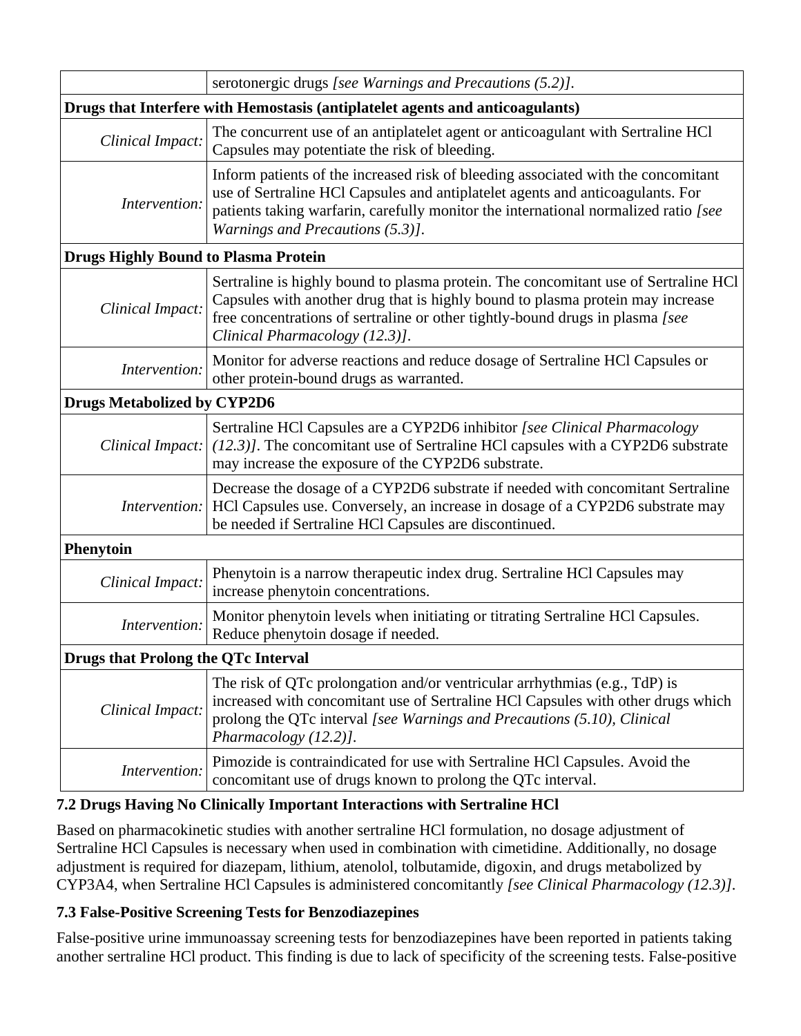| | |
|---|---|
| | serotonergic drugs *[see Warnings and Precautions (5.2)]*. |
| **Drugs that Interfere with Hemostasis (antiplatelet agents and anticoagulants)** | |
| *Clinical Impact:* | The concurrent use of an antiplatelet agent or anticoagulant with Sertraline HCl Capsules may potentiate the risk of bleeding. |
| *Intervention:* | Inform patients of the increased risk of bleeding associated with the concomitant use of Sertraline HCl Capsules and antiplatelet agents and anticoagulants. For patients taking warfarin, carefully monitor the international normalized ratio *[see Warnings and Precautions (5.3)]*. |
| **Drugs Highly Bound to Plasma Protein** | |
| *Clinical Impact:* | Sertraline is highly bound to plasma protein. The concomitant use of Sertraline HCl Capsules with another drug that is highly bound to plasma protein may increase free concentrations of sertraline or other tightly-bound drugs in plasma *[see Clinical Pharmacology (12.3)]*. |
| *Intervention:* | Monitor for adverse reactions and reduce dosage of Sertraline HCl Capsules or other protein-bound drugs as warranted. |
| **Drugs Metabolized by CYP2D6** | |
| *Clinical Impact:* | Sertraline HCl Capsules are a CYP2D6 inhibitor *[see Clinical Pharmacology (12.3)]*. The concomitant use of Sertraline HCl capsules with a CYP2D6 substrate may increase the exposure of the CYP2D6 substrate. |
| *Intervention:* | Decrease the dosage of a CYP2D6 substrate if needed with concomitant Sertraline HCl Capsules use. Conversely, an increase in dosage of a CYP2D6 substrate may be needed if Sertraline HCl Capsules are discontinued. |
| **Phenytoin** | |
| *Clinical Impact:* | Phenytoin is a narrow therapeutic index drug. Sertraline HCl Capsules may increase phenytoin concentrations. |
| *Intervention:* | Monitor phenytoin levels when initiating or titrating Sertraline HCl Capsules. Reduce phenytoin dosage if needed. |
| **Drugs that Prolong the QTc Interval** | |
| *Clinical Impact:* | The risk of QTc prolongation and/or ventricular arrhythmias (e.g., TdP) is increased with concomitant use of Sertraline HCl Capsules with other drugs which prolong the QTc interval *[see Warnings and Precautions (5.10), Clinical Pharmacology (12.2)]*. |
| *Intervention:* | Pimozide is contraindicated for use with Sertraline HCl Capsules. Avoid the concomitant use of drugs known to prolong the QTc interval. |

### 7.2 Drugs Having No Clinically Important Interactions with Sertraline HCl

Based on pharmacokinetic studies with another sertraline HCl formulation, no dosage adjustment of Sertraline HCl Capsules is necessary when used in combination with cimetidine. Additionally, no dosage adjustment is required for diazepam, lithium, atenolol, tolbutamide, digoxin, and drugs metabolized by CYP3A4, when Sertraline HCl Capsules is administered concomitantly *[see Clinical Pharmacology (12.3)]*.

### 7.3 False-Positive Screening Tests for Benzodiazepines

False-positive urine immunoassay screening tests for benzodiazepines have been reported in patients taking another sertraline HCl product. This finding is due to lack of specificity of the screening tests. False-positive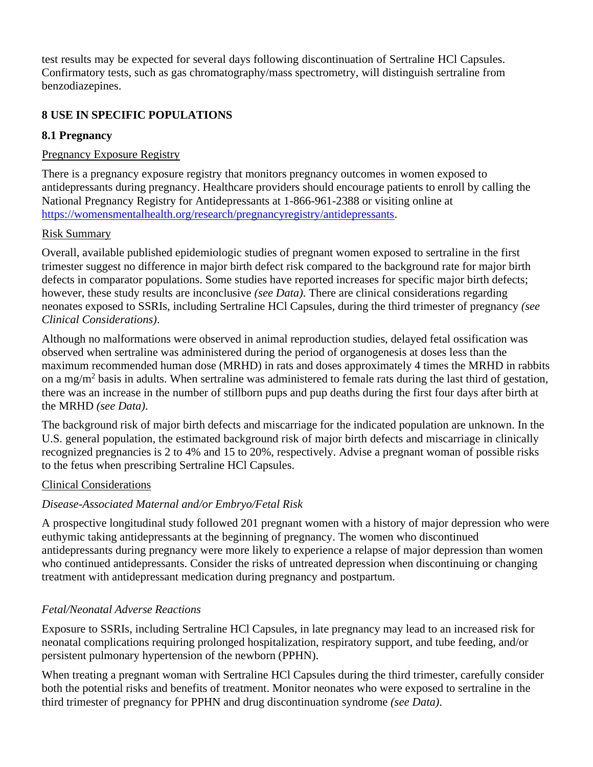test results may be expected for several days following discontinuation of Sertraline HCl Capsules. Confirmatory tests, such as gas chromatography/mass spectrometry, will distinguish sertraline from benzodiazepines.

## 8 USE IN SPECIFIC POPULATIONS

### 8.1 Pregnancy

Pregnancy Exposure Registry

There is a pregnancy exposure registry that monitors pregnancy outcomes in women exposed to antidepressants during pregnancy. Healthcare providers should encourage patients to enroll by calling the National Pregnancy Registry for Antidepressants at 1-866-961-2388 or visiting online at https://womensmentalhealth.org/research/pregnancyregistry/antidepressants.

Risk Summary

Overall, available published epidemiologic studies of pregnant women exposed to sertraline in the first trimester suggest no difference in major birth defect risk compared to the background rate for major birth defects in comparator populations. Some studies have reported increases for specific major birth defects; however, these study results are inconclusive *(see Data)*. There are clinical considerations regarding neonates exposed to SSRIs, including Sertraline HCl Capsules, during the third trimester of pregnancy *(see Clinical Considerations)*.

Although no malformations were observed in animal reproduction studies, delayed fetal ossification was observed when sertraline was administered during the period of organogenesis at doses less than the maximum recommended human dose (MRHD) in rats and doses approximately 4 times the MRHD in rabbits on a $mg/m^2$ basis in adults. When sertraline was administered to female rats during the last third of gestation, there was an increase in the number of stillborn pups and pup deaths during the first four days after birth at the MRHD *(see Data)*.

The background risk of major birth defects and miscarriage for the indicated population are unknown. In the U.S. general population, the estimated background risk of major birth defects and miscarriage in clinically recognized pregnancies is 2 to 4% and 15 to 20%, respectively. Advise a pregnant woman of possible risks to the fetus when prescribing Sertraline HCl Capsules.

Clinical Considerations

*Disease-Associated Maternal and/or Embryo/Fetal Risk*

A prospective longitudinal study followed 201 pregnant women with a history of major depression who were euthymic taking antidepressants at the beginning of pregnancy. The women who discontinued antidepressants during pregnancy were more likely to experience a relapse of major depression than women who continued antidepressants. Consider the risks of untreated depression when discontinuing or changing treatment with antidepressant medication during pregnancy and postpartum.

*Fetal/Neonatal Adverse Reactions*

Exposure to SSRIs, including Sertraline HCl Capsules, in late pregnancy may lead to an increased risk for neonatal complications requiring prolonged hospitalization, respiratory support, and tube feeding, and/or persistent pulmonary hypertension of the newborn (PPHN).

When treating a pregnant woman with Sertraline HCl Capsules during the third trimester, carefully consider both the potential risks and benefits of treatment. Monitor neonates who were exposed to sertraline in the third trimester of pregnancy for PPHN and drug discontinuation syndrome *(see Data)*.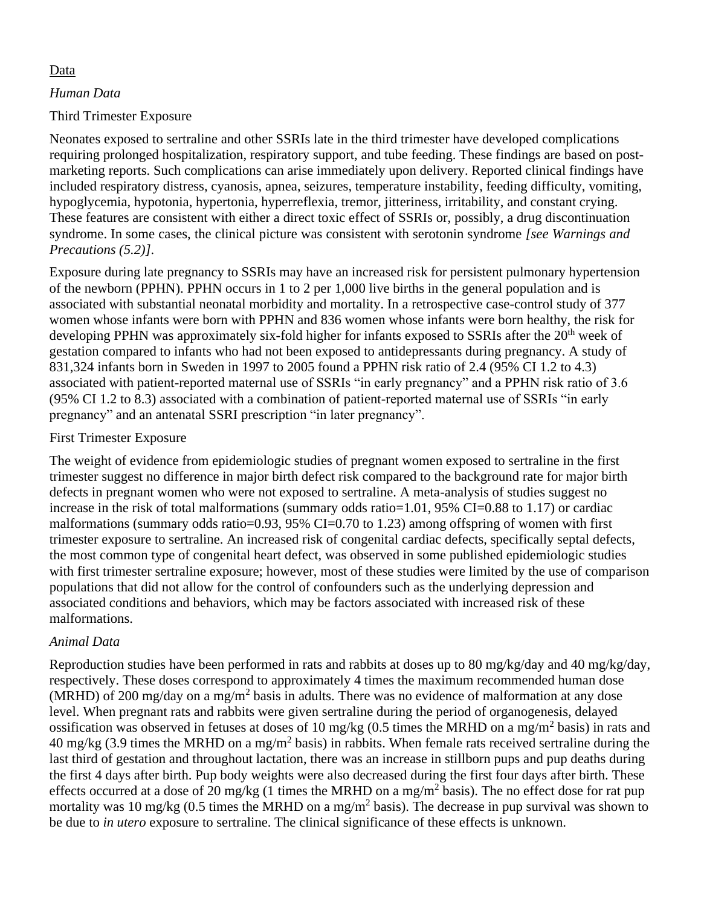Data

*Human Data*

Third Trimester Exposure

Neonates exposed to sertraline and other SSRIs late in the third trimester have developed complications requiring prolonged hospitalization, respiratory support, and tube feeding. These findings are based on post-marketing reports. Such complications can arise immediately upon delivery. Reported clinical findings have included respiratory distress, cyanosis, apnea, seizures, temperature instability, feeding difficulty, vomiting, hypoglycemia, hypotonia, hypertonia, hyperreflexia, tremor, jitteriness, irritability, and constant crying. These features are consistent with either a direct toxic effect of SSRIs or, possibly, a drug discontinuation syndrome. In some cases, the clinical picture was consistent with serotonin syndrome *[see Warnings and Precautions (5.2)]*.

Exposure during late pregnancy to SSRIs may have an increased risk for persistent pulmonary hypertension of the newborn (PPHN). PPHN occurs in 1 to 2 per 1,000 live births in the general population and is associated with substantial neonatal morbidity and mortality. In a retrospective case-control study of 377 women whose infants were born with PPHN and 836 women whose infants were born healthy, the risk for developing PPHN was approximately six-fold higher for infants exposed to SSRIs after the 20$^{th}$ week of gestation compared to infants who had not been exposed to antidepressants during pregnancy. A study of 831,324 infants born in Sweden in 1997 to 2005 found a PPHN risk ratio of 2.4 (95% CI 1.2 to 4.3) associated with patient-reported maternal use of SSRIs "in early pregnancy" and a PPHN risk ratio of 3.6 (95% CI 1.2 to 8.3) associated with a combination of patient-reported maternal use of SSRIs "in early pregnancy" and an antenatal SSRI prescription "in later pregnancy".

First Trimester Exposure

The weight of evidence from epidemiologic studies of pregnant women exposed to sertraline in the first trimester suggest no difference in major birth defect risk compared to the background rate for major birth defects in pregnant women who were not exposed to sertraline. A meta-analysis of studies suggest no increase in the risk of total malformations (summary odds ratio=1.01, 95% CI=0.88 to 1.17) or cardiac malformations (summary odds ratio=0.93, 95% CI=0.70 to 1.23) among offspring of women with first trimester exposure to sertraline. An increased risk of congenital cardiac defects, specifically septal defects, the most common type of congenital heart defect, was observed in some published epidemiologic studies with first trimester sertraline exposure; however, most of these studies were limited by the use of comparison populations that did not allow for the control of confounders such as the underlying depression and associated conditions and behaviors, which may be factors associated with increased risk of these malformations.

*Animal Data*

Reproduction studies have been performed in rats and rabbits at doses up to 80 mg/kg/day and 40 mg/kg/day, respectively. These doses correspond to approximately 4 times the maximum recommended human dose (MRHD) of 200 mg/day on a mg/m$^2$ basis in adults. There was no evidence of malformation at any dose level. When pregnant rats and rabbits were given sertraline during the period of organogenesis, delayed ossification was observed in fetuses at doses of 10 mg/kg (0.5 times the MRHD on a mg/m$^2$ basis) in rats and 40 mg/kg (3.9 times the MRHD on a mg/m$^2$ basis) in rabbits. When female rats received sertraline during the last third of gestation and throughout lactation, there was an increase in stillborn pups and pup deaths during the first 4 days after birth. Pup body weights were also decreased during the first four days after birth. These effects occurred at a dose of 20 mg/kg (1 times the MRHD on a mg/m$^2$ basis). The no effect dose for rat pup mortality was 10 mg/kg (0.5 times the MRHD on a mg/m$^2$ basis). The decrease in pup survival was shown to be due to *in utero* exposure to sertraline. The clinical significance of these effects is unknown.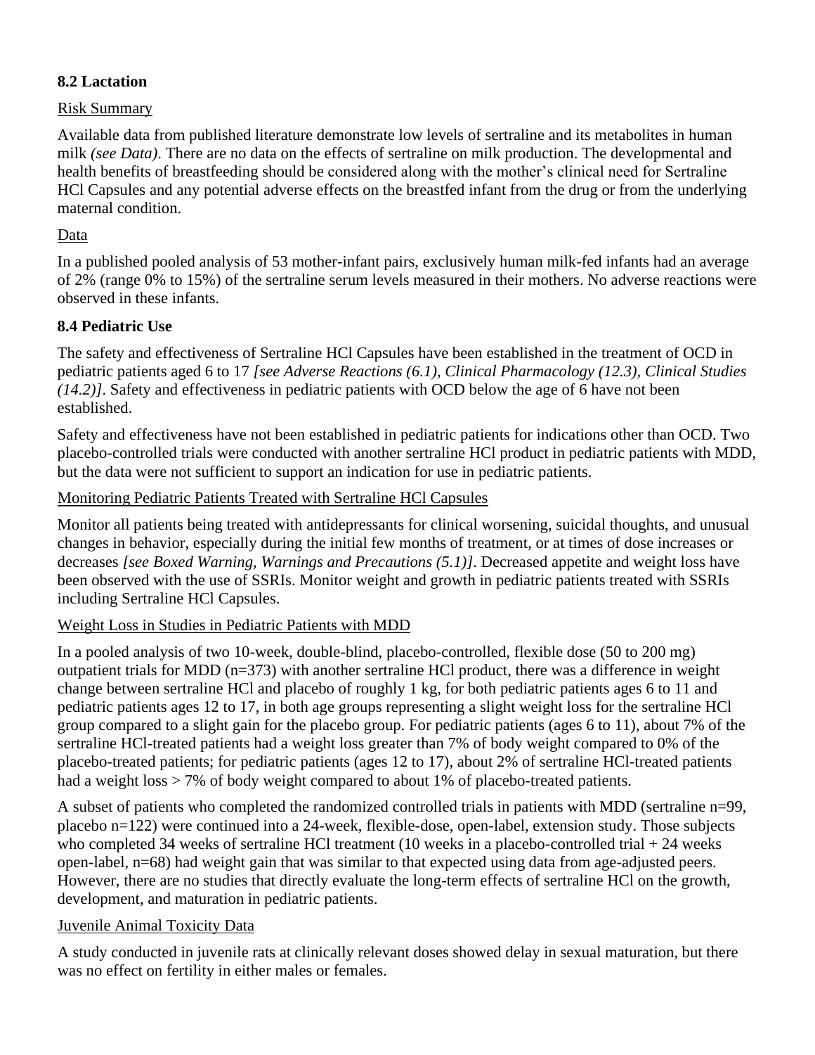### 8.2 Lactation

Risk Summary

Available data from published literature demonstrate low levels of sertraline and its metabolites in human milk *(see Data)*. There are no data on the effects of sertraline on milk production. The developmental and health benefits of breastfeeding should be considered along with the mother's clinical need for Sertraline HCl Capsules and any potential adverse effects on the breastfed infant from the drug or from the underlying maternal condition.

Data

In a published pooled analysis of 53 mother-infant pairs, exclusively human milk-fed infants had an average of 2% (range 0% to 15%) of the sertraline serum levels measured in their mothers. No adverse reactions were observed in these infants.

### 8.4 Pediatric Use

The safety and effectiveness of Sertraline HCl Capsules have been established in the treatment of OCD in pediatric patients aged 6 to 17 *[see Adverse Reactions (6.1), Clinical Pharmacology (12.3), Clinical Studies (14.2)]*. Safety and effectiveness in pediatric patients with OCD below the age of 6 have not been established.

Safety and effectiveness have not been established in pediatric patients for indications other than OCD. Two placebo-controlled trials were conducted with another sertraline HCl product in pediatric patients with MDD, but the data were not sufficient to support an indication for use in pediatric patients.

Monitoring Pediatric Patients Treated with Sertraline HCl Capsules

Monitor all patients being treated with antidepressants for clinical worsening, suicidal thoughts, and unusual changes in behavior, especially during the initial few months of treatment, or at times of dose increases or decreases *[see Boxed Warning, Warnings and Precautions (5.1)]*. Decreased appetite and weight loss have been observed with the use of SSRIs. Monitor weight and growth in pediatric patients treated with SSRIs including Sertraline HCl Capsules.

Weight Loss in Studies in Pediatric Patients with MDD

In a pooled analysis of two 10-week, double-blind, placebo-controlled, flexible dose (50 to 200 mg) outpatient trials for MDD (n=373) with another sertraline HCl product, there was a difference in weight change between sertraline HCl and placebo of roughly 1 kg, for both pediatric patients ages 6 to 11 and pediatric patients ages 12 to 17, in both age groups representing a slight weight loss for the sertraline HCl group compared to a slight gain for the placebo group. For pediatric patients (ages 6 to 11), about 7% of the sertraline HCl-treated patients had a weight loss greater than 7% of body weight compared to 0% of the placebo-treated patients; for pediatric patients (ages 12 to 17), about 2% of sertraline HCl-treated patients had a weight loss > 7% of body weight compared to about 1% of placebo-treated patients.

A subset of patients who completed the randomized controlled trials in patients with MDD (sertraline n=99, placebo n=122) were continued into a 24-week, flexible-dose, open-label, extension study. Those subjects who completed 34 weeks of sertraline HCl treatment (10 weeks in a placebo-controlled trial + 24 weeks open-label, n=68) had weight gain that was similar to that expected using data from age-adjusted peers. However, there are no studies that directly evaluate the long-term effects of sertraline HCl on the growth, development, and maturation in pediatric patients.

Juvenile Animal Toxicity Data

A study conducted in juvenile rats at clinically relevant doses showed delay in sexual maturation, but there was no effect on fertility in either males or females.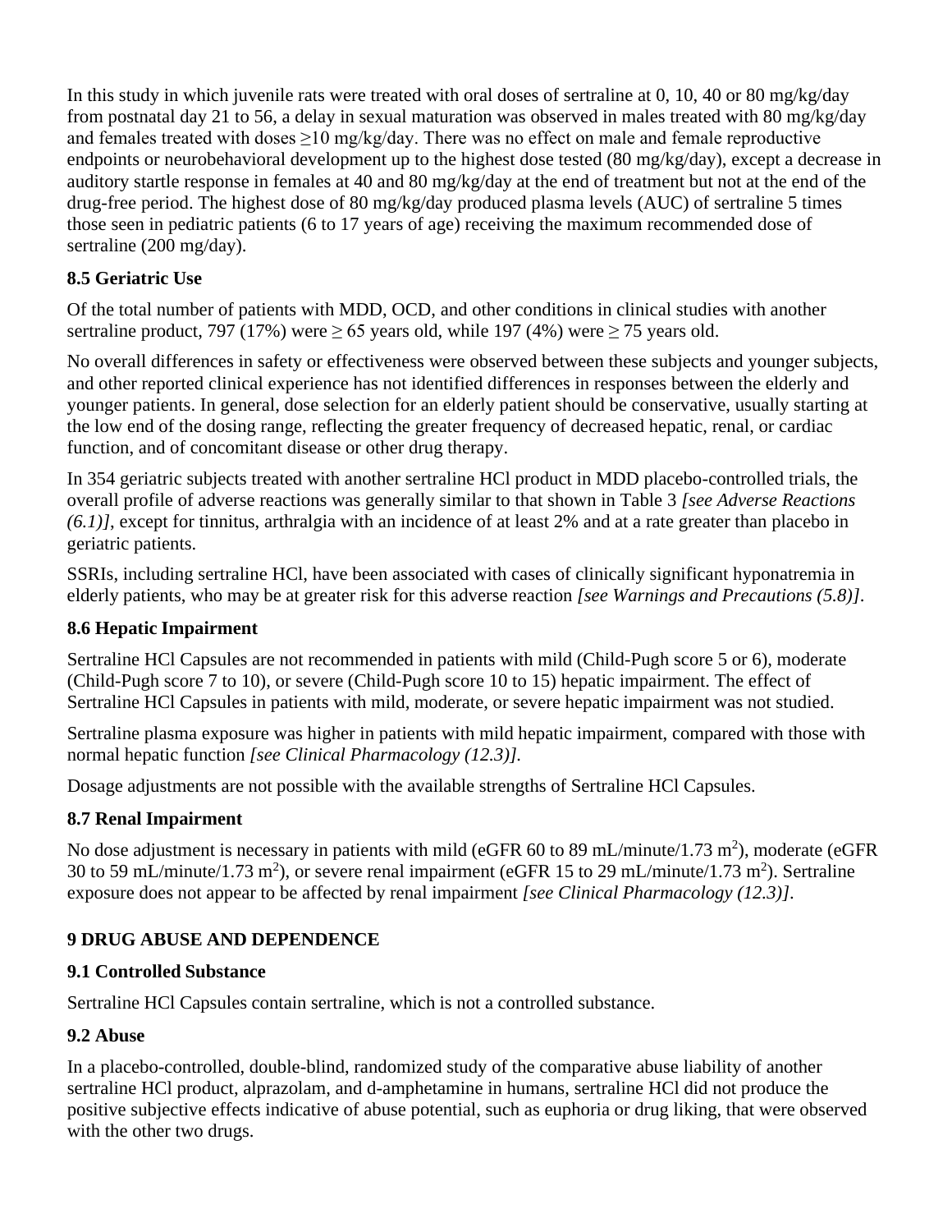In this study in which juvenile rats were treated with oral doses of sertraline at 0, 10, 40 or 80 mg/kg/day from postnatal day 21 to 56, a delay in sexual maturation was observed in males treated with 80 mg/kg/day and females treated with doses ≥10 mg/kg/day. There was no effect on male and female reproductive endpoints or neurobehavioral development up to the highest dose tested (80 mg/kg/day), except a decrease in auditory startle response in females at 40 and 80 mg/kg/day at the end of treatment but not at the end of the drug-free period. The highest dose of 80 mg/kg/day produced plasma levels (AUC) of sertraline 5 times those seen in pediatric patients (6 to 17 years of age) receiving the maximum recommended dose of sertraline (200 mg/day).

### 8.5 Geriatric Use

Of the total number of patients with MDD, OCD, and other conditions in clinical studies with another sertraline product, 797 (17%) were ≥ 65 years old, while 197 (4%) were ≥ 75 years old.

No overall differences in safety or effectiveness were observed between these subjects and younger subjects, and other reported clinical experience has not identified differences in responses between the elderly and younger patients. In general, dose selection for an elderly patient should be conservative, usually starting at the low end of the dosing range, reflecting the greater frequency of decreased hepatic, renal, or cardiac function, and of concomitant disease or other drug therapy.

In 354 geriatric subjects treated with another sertraline HCl product in MDD placebo-controlled trials, the overall profile of adverse reactions was generally similar to that shown in Table 3 *[see Adverse Reactions (6.1)]*, except for tinnitus, arthralgia with an incidence of at least 2% and at a rate greater than placebo in geriatric patients.

SSRIs, including sertraline HCl, have been associated with cases of clinically significant hyponatremia in elderly patients, who may be at greater risk for this adverse reaction *[see Warnings and Precautions (5.8)]*.

### 8.6 Hepatic Impairment

Sertraline HCl Capsules are not recommended in patients with mild (Child-Pugh score 5 or 6), moderate (Child-Pugh score 7 to 10), or severe (Child-Pugh score 10 to 15) hepatic impairment. The effect of Sertraline HCl Capsules in patients with mild, moderate, or severe hepatic impairment was not studied.

Sertraline plasma exposure was higher in patients with mild hepatic impairment, compared with those with normal hepatic function *[see Clinical Pharmacology (12.3)].*

Dosage adjustments are not possible with the available strengths of Sertraline HCl Capsules.

### 8.7 Renal Impairment

No dose adjustment is necessary in patients with mild (eGFR 60 to 89 mL/minute/1.73 $m^2$), moderate (eGFR 30 to 59 mL/minute/1.73 $m^2$), or severe renal impairment (eGFR 15 to 29 mL/minute/1.73 $m^2$). Sertraline exposure does not appear to be affected by renal impairment *[see Clinical Pharmacology (12.3)]*.

## 9 DRUG ABUSE AND DEPENDENCE

### 9.1 Controlled Substance

Sertraline HCl Capsules contain sertraline, which is not a controlled substance.

### 9.2 Abuse

In a placebo-controlled, double-blind, randomized study of the comparative abuse liability of another sertraline HCl product, alprazolam, and d-amphetamine in humans, sertraline HCl did not produce the positive subjective effects indicative of abuse potential, such as euphoria or drug liking, that were observed with the other two drugs.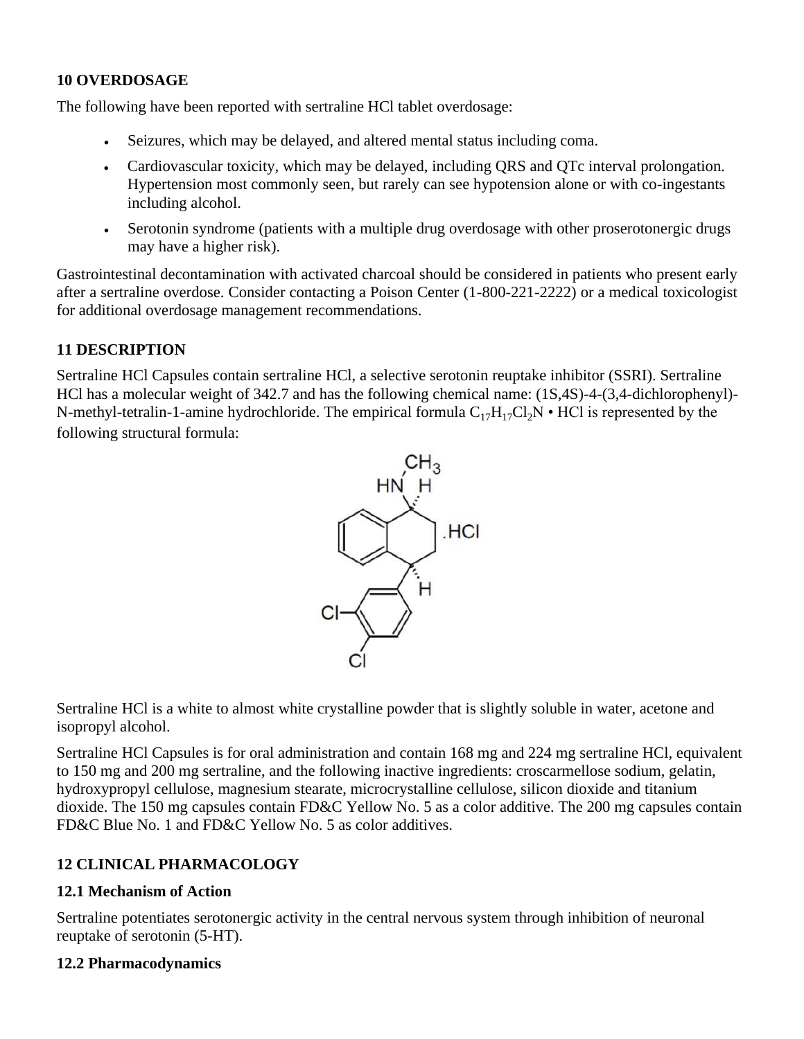## 10 OVERDOSAGE

The following have been reported with sertraline HCl tablet overdosage:

- Seizures, which may be delayed, and altered mental status including coma.
- Cardiovascular toxicity, which may be delayed, including QRS and QTc interval prolongation. Hypertension most commonly seen, but rarely can see hypotension alone or with co-ingestants including alcohol.
- Serotonin syndrome (patients with a multiple drug overdosage with other proserotonergic drugs may have a higher risk).

Gastrointestinal decontamination with activated charcoal should be considered in patients who present early after a sertraline overdose. Consider contacting a Poison Center (1-800-221-2222) or a medical toxicologist for additional overdosage management recommendations.

## 11 DESCRIPTION

Sertraline HCl Capsules contain sertraline HCl, a selective serotonin reuptake inhibitor (SSRI). Sertraline HCl has a molecular weight of 342.7 and has the following chemical name: (1S,4S)-4-(3,4-dichlorophenyl)-N-methyl-tetralin-1-amine hydrochloride. The empirical formula $C_{17}H_{17}Cl_2N \cdot HCl$ is represented by the following structural formula:

Sertraline HCl is a white to almost white crystalline powder that is slightly soluble in water, acetone and isopropyl alcohol.

Sertraline HCl Capsules is for oral administration and contain 168 mg and 224 mg sertraline HCl, equivalent to 150 mg and 200 mg sertraline, and the following inactive ingredients: croscarmellose sodium, gelatin, hydroxypropyl cellulose, magnesium stearate, microcrystalline cellulose, silicon dioxide and titanium dioxide. The 150 mg capsules contain FD&C Yellow No. 5 as a color additive. The 200 mg capsules contain FD&C Blue No. 1 and FD&C Yellow No. 5 as color additives.

## 12 CLINICAL PHARMACOLOGY

### 12.1 Mechanism of Action

Sertraline potentiates serotonergic activity in the central nervous system through inhibition of neuronal reuptake of serotonin (5-HT).

### 12.2 Pharmacodynamics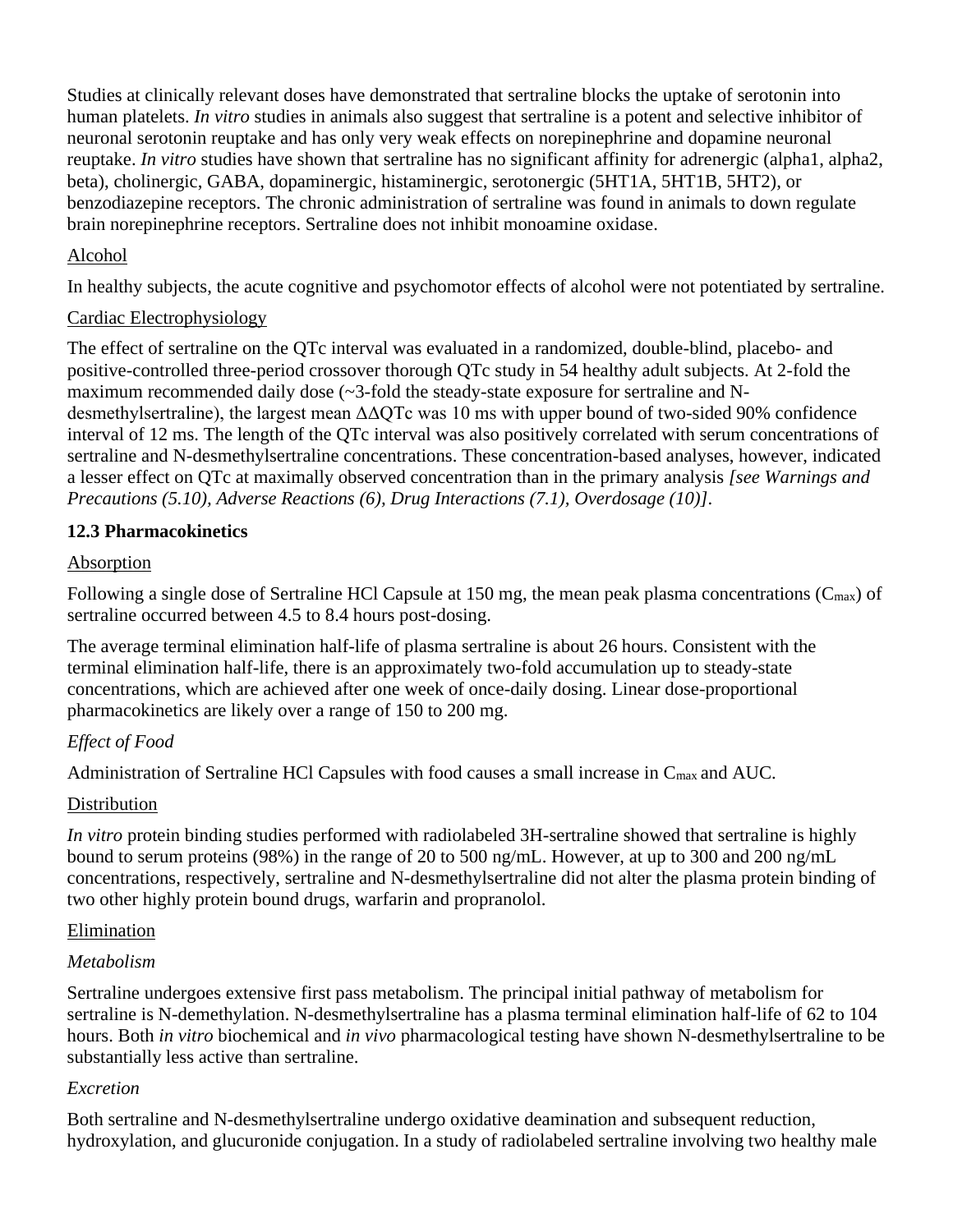Studies at clinically relevant doses have demonstrated that sertraline blocks the uptake of serotonin into human platelets. *In vitro* studies in animals also suggest that sertraline is a potent and selective inhibitor of neuronal serotonin reuptake and has only very weak effects on norepinephrine and dopamine neuronal reuptake. *In vitro* studies have shown that sertraline has no significant affinity for adrenergic (alpha1, alpha2, beta), cholinergic, GABA, dopaminergic, histaminergic, serotonergic (5HT1A, 5HT1B, 5HT2), or benzodiazepine receptors. The chronic administration of sertraline was found in animals to down regulate brain norepinephrine receptors. Sertraline does not inhibit monoamine oxidase.

Alcohol

In healthy subjects, the acute cognitive and psychomotor effects of alcohol were not potentiated by sertraline.

Cardiac Electrophysiology

The effect of sertraline on the QTc interval was evaluated in a randomized, double-blind, placebo- and positive-controlled three-period crossover thorough QTc study in 54 healthy adult subjects. At 2-fold the maximum recommended daily dose (~3-fold the steady-state exposure for sertraline and N-desmethylsertraline), the largest mean ΔΔQTc was 10 ms with upper bound of two-sided 90% confidence interval of 12 ms. The length of the QTc interval was also positively correlated with serum concentrations of sertraline and N-desmethylsertraline concentrations. These concentration-based analyses, however, indicated a lesser effect on QTc at maximally observed concentration than in the primary analysis *[see Warnings and Precautions (5.10), Adverse Reactions (6), Drug Interactions (7.1), Overdosage (10)]*.

**12.3 Pharmacokinetics**

Absorption

Following a single dose of Sertraline HCl Capsule at 150 mg, the mean peak plasma concentrations ($C_{max}$) of sertraline occurred between 4.5 to 8.4 hours post-dosing.

The average terminal elimination half-life of plasma sertraline is about 26 hours. Consistent with the terminal elimination half-life, there is an approximately two-fold accumulation up to steady-state concentrations, which are achieved after one week of once-daily dosing. Linear dose-proportional pharmacokinetics are likely over a range of 150 to 200 mg.

*Effect of Food*

Administration of Sertraline HCl Capsules with food causes a small increase in $C_{max}$ and AUC.

Distribution

*In vitro* protein binding studies performed with radiolabeled 3H-sertraline showed that sertraline is highly bound to serum proteins (98%) in the range of 20 to 500 ng/mL. However, at up to 300 and 200 ng/mL concentrations, respectively, sertraline and N-desmethylsertraline did not alter the plasma protein binding of two other highly protein bound drugs, warfarin and propranolol.

Elimination

*Metabolism*

Sertraline undergoes extensive first pass metabolism. The principal initial pathway of metabolism for sertraline is N-demethylation. N-desmethylsertraline has a plasma terminal elimination half-life of 62 to 104 hours. Both *in vitro* biochemical and *in vivo* pharmacological testing have shown N-desmethylsertraline to be substantially less active than sertraline.

*Excretion*

Both sertraline and N-desmethylsertraline undergo oxidative deamination and subsequent reduction, hydroxylation, and glucuronide conjugation. In a study of radiolabeled sertraline involving two healthy male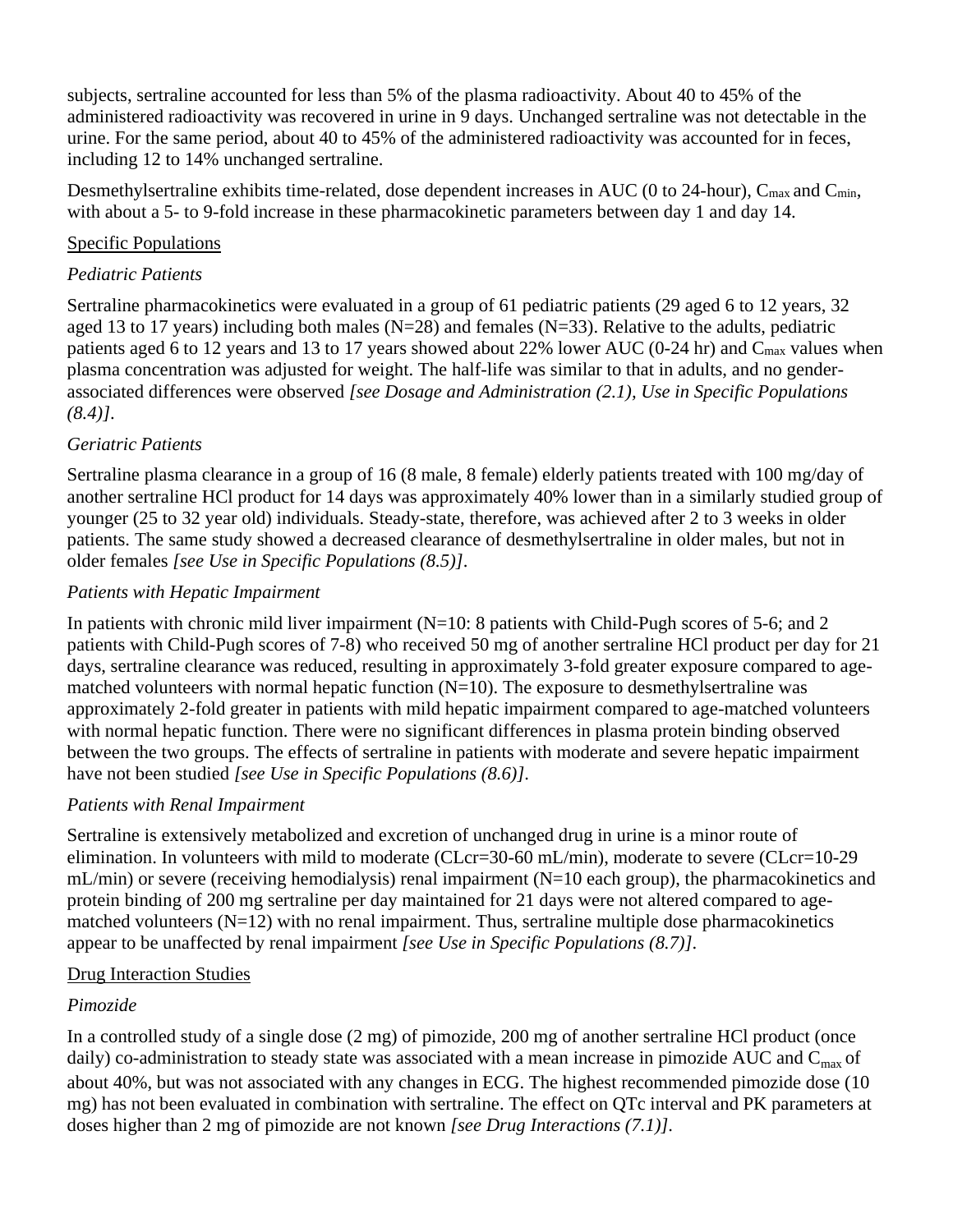subjects, sertraline accounted for less than 5% of the plasma radioactivity. About 40 to 45% of the administered radioactivity was recovered in urine in 9 days. Unchanged sertraline was not detectable in the urine. For the same period, about 40 to 45% of the administered radioactivity was accounted for in feces, including 12 to 14% unchanged sertraline.

Desmethylsertraline exhibits time-related, dose dependent increases in AUC (0 to 24-hour), $C_{max}$ and $C_{min}$, with about a 5- to 9-fold increase in these pharmacokinetic parameters between day 1 and day 14.

Specific Populations

*Pediatric Patients*

Sertraline pharmacokinetics were evaluated in a group of 61 pediatric patients (29 aged 6 to 12 years, 32 aged 13 to 17 years) including both males (N=28) and females (N=33). Relative to the adults, pediatric patients aged 6 to 12 years and 13 to 17 years showed about 22% lower AUC (0-24 hr) and $C_{max}$ values when plasma concentration was adjusted for weight. The half-life was similar to that in adults, and no gender-associated differences were observed *[see Dosage and Administration (2.1), Use in Specific Populations (8.4)]*.

*Geriatric Patients*

Sertraline plasma clearance in a group of 16 (8 male, 8 female) elderly patients treated with 100 mg/day of another sertraline HCl product for 14 days was approximately 40% lower than in a similarly studied group of younger (25 to 32 year old) individuals. Steady-state, therefore, was achieved after 2 to 3 weeks in older patients. The same study showed a decreased clearance of desmethylsertraline in older males, but not in older females *[see Use in Specific Populations (8.5)]*.

*Patients with Hepatic Impairment*

In patients with chronic mild liver impairment (N=10: 8 patients with Child-Pugh scores of 5-6; and 2 patients with Child-Pugh scores of 7-8) who received 50 mg of another sertraline HCl product per day for 21 days, sertraline clearance was reduced, resulting in approximately 3-fold greater exposure compared to age-matched volunteers with normal hepatic function (N=10). The exposure to desmethylsertraline was approximately 2-fold greater in patients with mild hepatic impairment compared to age-matched volunteers with normal hepatic function. There were no significant differences in plasma protein binding observed between the two groups. The effects of sertraline in patients with moderate and severe hepatic impairment have not been studied *[see Use in Specific Populations (8.6)]*.

*Patients with Renal Impairment*

Sertraline is extensively metabolized and excretion of unchanged drug in urine is a minor route of elimination. In volunteers with mild to moderate (CLcr=30-60 mL/min), moderate to severe (CLcr=10-29 mL/min) or severe (receiving hemodialysis) renal impairment (N=10 each group), the pharmacokinetics and protein binding of 200 mg sertraline per day maintained for 21 days were not altered compared to age-matched volunteers (N=12) with no renal impairment. Thus, sertraline multiple dose pharmacokinetics appear to be unaffected by renal impairment *[see Use in Specific Populations (8.7)]*.

Drug Interaction Studies

*Pimozide*

In a controlled study of a single dose (2 mg) of pimozide, 200 mg of another sertraline HCl product (once daily) co-administration to steady state was associated with a mean increase in pimozide AUC and $C_{max}$ of about 40%, but was not associated with any changes in ECG. The highest recommended pimozide dose (10 mg) has not been evaluated in combination with sertraline. The effect on QTc interval and PK parameters at doses higher than 2 mg of pimozide are not known *[see Drug Interactions (7.1)]*.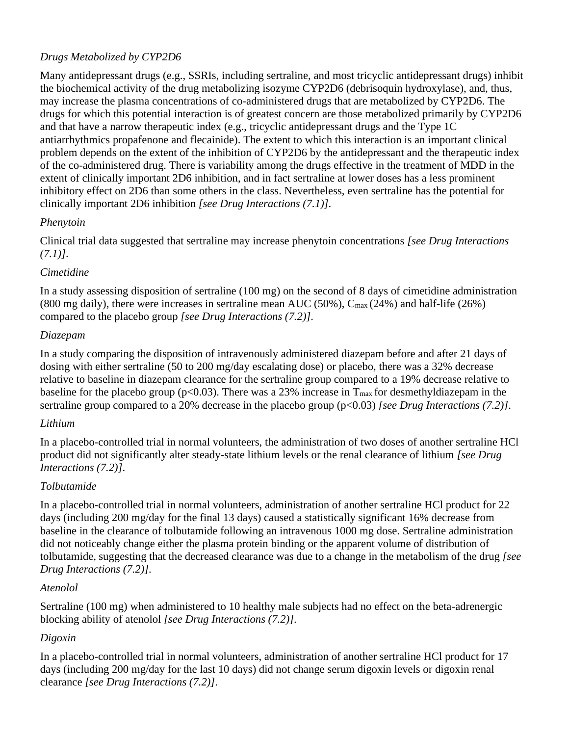*Drugs Metabolized by CYP2D6*

Many antidepressant drugs (e.g., SSRIs, including sertraline, and most tricyclic antidepressant drugs) inhibit the biochemical activity of the drug metabolizing isozyme CYP2D6 (debrisoquin hydroxylase), and, thus, may increase the plasma concentrations of co-administered drugs that are metabolized by CYP2D6. The drugs for which this potential interaction is of greatest concern are those metabolized primarily by CYP2D6 and that have a narrow therapeutic index (e.g., tricyclic antidepressant drugs and the Type 1C antiarrhythmics propafenone and flecainide). The extent to which this interaction is an important clinical problem depends on the extent of the inhibition of CYP2D6 by the antidepressant and the therapeutic index of the co-administered drug. There is variability among the drugs effective in the treatment of MDD in the extent of clinically important 2D6 inhibition, and in fact sertraline at lower doses has a less prominent inhibitory effect on 2D6 than some others in the class. Nevertheless, even sertraline has the potential for clinically important 2D6 inhibition *[see Drug Interactions (7.1)]*.

*Phenytoin*

Clinical trial data suggested that sertraline may increase phenytoin concentrations *[see Drug Interactions (7.1)]*.

*Cimetidine*

In a study assessing disposition of sertraline (100 mg) on the second of 8 days of cimetidine administration (800 mg daily), there were increases in sertraline mean AUC (50%), $C_{max}$ (24%) and half-life (26%) compared to the placebo group *[see Drug Interactions (7.2)]*.

*Diazepam*

In a study comparing the disposition of intravenously administered diazepam before and after 21 days of dosing with either sertraline (50 to 200 mg/day escalating dose) or placebo, there was a 32% decrease relative to baseline in diazepam clearance for the sertraline group compared to a 19% decrease relative to baseline for the placebo group ($p<0.03$). There was a 23% increase in $T_{max}$ for desmethyldiazepam in the sertraline group compared to a 20% decrease in the placebo group ($p<0.03$) *[see Drug Interactions (7.2)]*.

*Lithium*

In a placebo-controlled trial in normal volunteers, the administration of two doses of another sertraline HCl product did not significantly alter steady-state lithium levels or the renal clearance of lithium *[see Drug Interactions (7.2)]*.

*Tolbutamide*

In a placebo-controlled trial in normal volunteers, administration of another sertraline HCl product for 22 days (including 200 mg/day for the final 13 days) caused a statistically significant 16% decrease from baseline in the clearance of tolbutamide following an intravenous 1000 mg dose. Sertraline administration did not noticeably change either the plasma protein binding or the apparent volume of distribution of tolbutamide, suggesting that the decreased clearance was due to a change in the metabolism of the drug *[see Drug Interactions (7.2)]*.

*Atenolol*

Sertraline (100 mg) when administered to 10 healthy male subjects had no effect on the beta-adrenergic blocking ability of atenolol *[see Drug Interactions (7.2)]*.

*Digoxin*

In a placebo-controlled trial in normal volunteers, administration of another sertraline HCl product for 17 days (including 200 mg/day for the last 10 days) did not change serum digoxin levels or digoxin renal clearance *[see Drug Interactions (7.2)]*.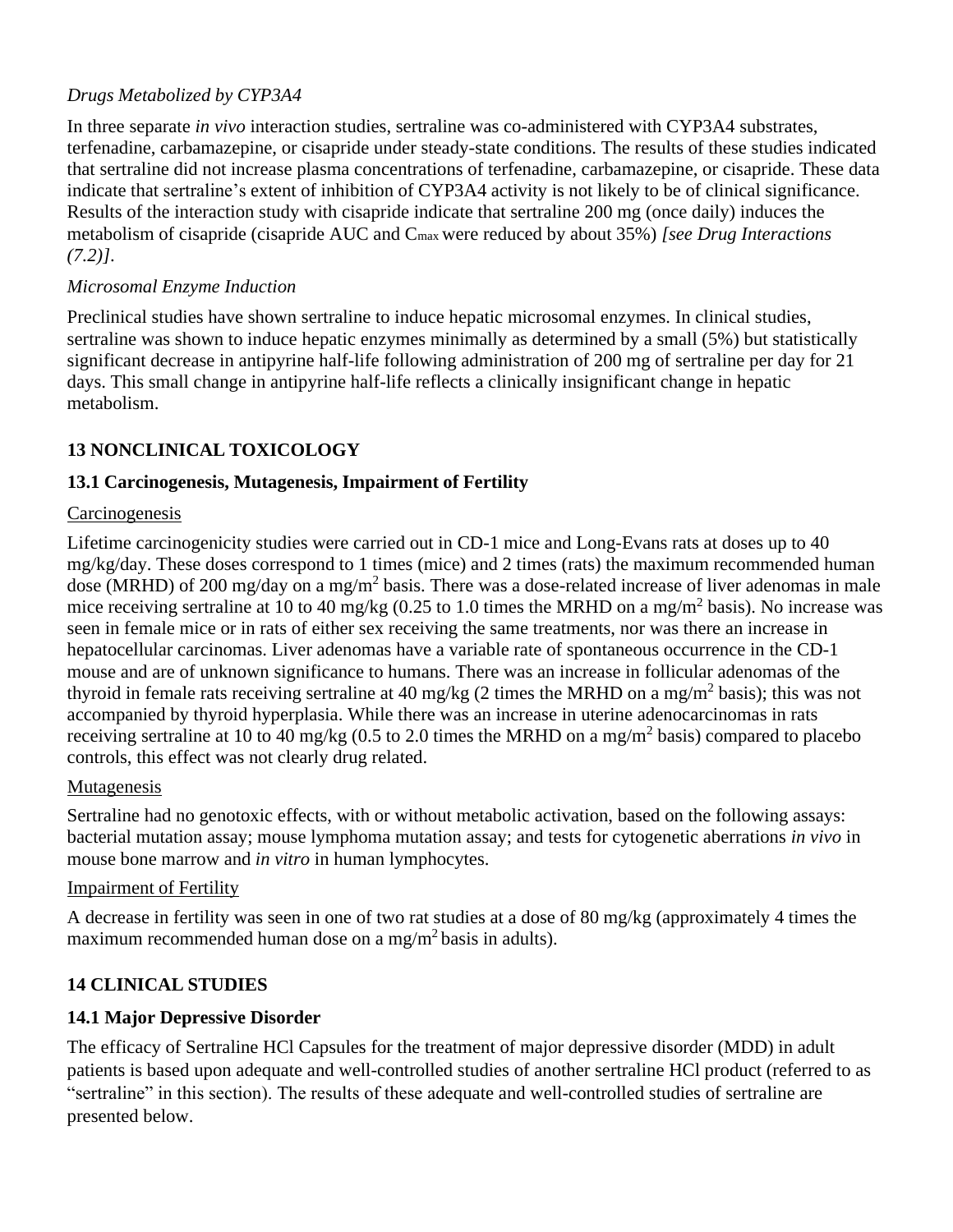*Drugs Metabolized by CYP3A4*

In three separate *in vivo* interaction studies, sertraline was co-administered with CYP3A4 substrates, terfenadine, carbamazepine, or cisapride under steady-state conditions. The results of these studies indicated that sertraline did not increase plasma concentrations of terfenadine, carbamazepine, or cisapride. These data indicate that sertraline's extent of inhibition of CYP3A4 activity is not likely to be of clinical significance. Results of the interaction study with cisapride indicate that sertraline 200 mg (once daily) induces the metabolism of cisapride (cisapride AUC and $C_{max}$ were reduced by about 35%) *[see Drug Interactions (7.2)]*.

*Microsomal Enzyme Induction*

Preclinical studies have shown sertraline to induce hepatic microsomal enzymes. In clinical studies, sertraline was shown to induce hepatic enzymes minimally as determined by a small (5%) but statistically significant decrease in antipyrine half-life following administration of 200 mg of sertraline per day for 21 days. This small change in antipyrine half-life reflects a clinically insignificant change in hepatic metabolism.

## 13 NONCLINICAL TOXICOLOGY

### 13.1 Carcinogenesis, Mutagenesis, Impairment of Fertility

Carcinogenesis

Lifetime carcinogenicity studies were carried out in CD-1 mice and Long-Evans rats at doses up to 40 mg/kg/day. These doses correspond to 1 times (mice) and 2 times (rats) the maximum recommended human dose (MRHD) of 200 mg/day on a mg/m$^2$ basis. There was a dose-related increase of liver adenomas in male mice receiving sertraline at 10 to 40 mg/kg (0.25 to 1.0 times the MRHD on a mg/m$^2$ basis). No increase was seen in female mice or in rats of either sex receiving the same treatments, nor was there an increase in hepatocellular carcinomas. Liver adenomas have a variable rate of spontaneous occurrence in the CD-1 mouse and are of unknown significance to humans. There was an increase in follicular adenomas of the thyroid in female rats receiving sertraline at 40 mg/kg (2 times the MRHD on a mg/m$^2$ basis); this was not accompanied by thyroid hyperplasia. While there was an increase in uterine adenocarcinomas in rats receiving sertraline at 10 to 40 mg/kg (0.5 to 2.0 times the MRHD on a mg/m$^2$ basis) compared to placebo controls, this effect was not clearly drug related.

Mutagenesis

Sertraline had no genotoxic effects, with or without metabolic activation, based on the following assays: bacterial mutation assay; mouse lymphoma mutation assay; and tests for cytogenetic aberrations *in vivo* in mouse bone marrow and *in vitro* in human lymphocytes.

Impairment of Fertility

A decrease in fertility was seen in one of two rat studies at a dose of 80 mg/kg (approximately 4 times the maximum recommended human dose on a mg/m$^2$ basis in adults).

## 14 CLINICAL STUDIES

### 14.1 Major Depressive Disorder

The efficacy of Sertraline HCl Capsules for the treatment of major depressive disorder (MDD) in adult patients is based upon adequate and well-controlled studies of another sertraline HCl product (referred to as "sertraline" in this section). The results of these adequate and well-controlled studies of sertraline are presented below.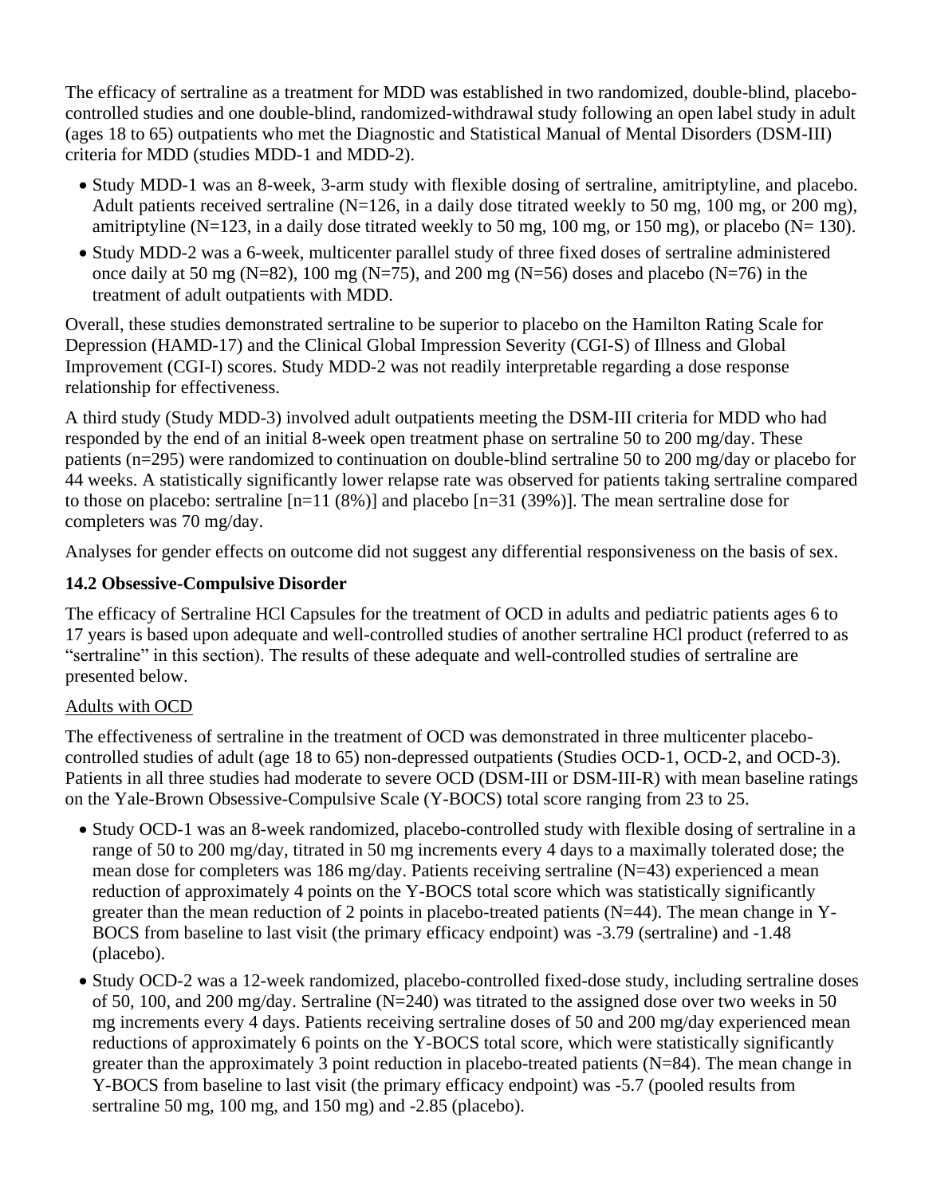The efficacy of sertraline as a treatment for MDD was established in two randomized, double-blind, placebo-controlled studies and one double-blind, randomized-withdrawal study following an open label study in adult (ages 18 to 65) outpatients who met the Diagnostic and Statistical Manual of Mental Disorders (DSM-III) criteria for MDD (studies MDD-1 and MDD-2).

- Study MDD-1 was an 8-week, 3-arm study with flexible dosing of sertraline, amitriptyline, and placebo. Adult patients received sertraline (N=126, in a daily dose titrated weekly to 50 mg, 100 mg, or 200 mg), amitriptyline (N=123, in a daily dose titrated weekly to 50 mg, 100 mg, or 150 mg), or placebo (N= 130).
- Study MDD-2 was a 6-week, multicenter parallel study of three fixed doses of sertraline administered once daily at 50 mg (N=82), 100 mg (N=75), and 200 mg (N=56) doses and placebo (N=76) in the treatment of adult outpatients with MDD.

Overall, these studies demonstrated sertraline to be superior to placebo on the Hamilton Rating Scale for Depression (HAMD-17) and the Clinical Global Impression Severity (CGI-S) of Illness and Global Improvement (CGI-I) scores. Study MDD-2 was not readily interpretable regarding a dose response relationship for effectiveness.

A third study (Study MDD-3) involved adult outpatients meeting the DSM-III criteria for MDD who had responded by the end of an initial 8-week open treatment phase on sertraline 50 to 200 mg/day. These patients (n=295) were randomized to continuation on double-blind sertraline 50 to 200 mg/day or placebo for 44 weeks. A statistically significantly lower relapse rate was observed for patients taking sertraline compared to those on placebo: sertraline [n=11 (8%)] and placebo [n=31 (39%)]. The mean sertraline dose for completers was 70 mg/day.

Analyses for gender effects on outcome did not suggest any differential responsiveness on the basis of sex.

### 14.2 Obsessive-Compulsive Disorder

The efficacy of Sertraline HCl Capsules for the treatment of OCD in adults and pediatric patients ages 6 to 17 years is based upon adequate and well-controlled studies of another sertraline HCl product (referred to as "sertraline" in this section). The results of these adequate and well-controlled studies of sertraline are presented below.

Adults with OCD

The effectiveness of sertraline in the treatment of OCD was demonstrated in three multicenter placebo-controlled studies of adult (age 18 to 65) non-depressed outpatients (Studies OCD-1, OCD-2, and OCD-3). Patients in all three studies had moderate to severe OCD (DSM-III or DSM-III-R) with mean baseline ratings on the Yale-Brown Obsessive-Compulsive Scale (Y-BOCS) total score ranging from 23 to 25.

- Study OCD-1 was an 8-week randomized, placebo-controlled study with flexible dosing of sertraline in a range of 50 to 200 mg/day, titrated in 50 mg increments every 4 days to a maximally tolerated dose; the mean dose for completers was 186 mg/day. Patients receiving sertraline (N=43) experienced a mean reduction of approximately 4 points on the Y-BOCS total score which was statistically significantly greater than the mean reduction of 2 points in placebo-treated patients (N=44). The mean change in Y-BOCS from baseline to last visit (the primary efficacy endpoint) was -3.79 (sertraline) and -1.48 (placebo).
- Study OCD-2 was a 12-week randomized, placebo-controlled fixed-dose study, including sertraline doses of 50, 100, and 200 mg/day. Sertraline (N=240) was titrated to the assigned dose over two weeks in 50 mg increments every 4 days. Patients receiving sertraline doses of 50 and 200 mg/day experienced mean reductions of approximately 6 points on the Y-BOCS total score, which were statistically significantly greater than the approximately 3 point reduction in placebo-treated patients (N=84). The mean change in Y-BOCS from baseline to last visit (the primary efficacy endpoint) was -5.7 (pooled results from sertraline 50 mg, 100 mg, and 150 mg) and -2.85 (placebo).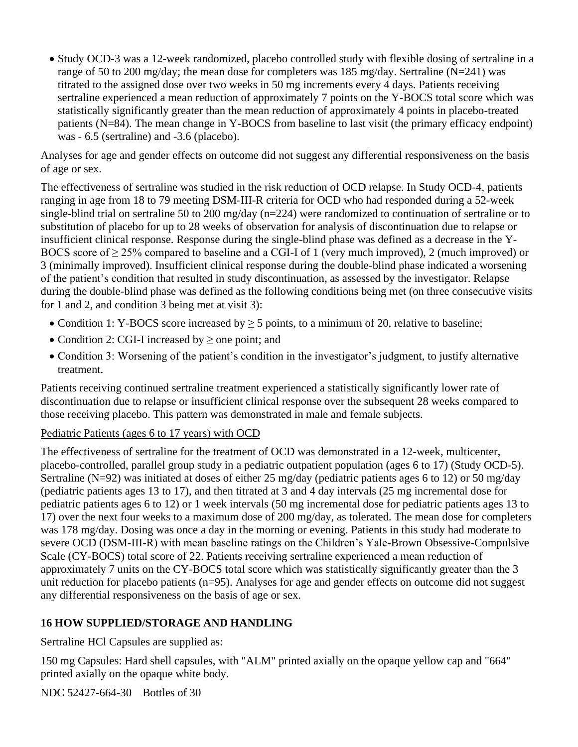- Study OCD-3 was a 12-week randomized, placebo controlled study with flexible dosing of sertraline in a range of 50 to 200 mg/day; the mean dose for completers was 185 mg/day. Sertraline (N=241) was titrated to the assigned dose over two weeks in 50 mg increments every 4 days. Patients receiving sertraline experienced a mean reduction of approximately 7 points on the Y-BOCS total score which was statistically significantly greater than the mean reduction of approximately 4 points in placebo-treated patients (N=84). The mean change in Y-BOCS from baseline to last visit (the primary efficacy endpoint) was - 6.5 (sertraline) and -3.6 (placebo).

Analyses for age and gender effects on outcome did not suggest any differential responsiveness on the basis of age or sex.

The effectiveness of sertraline was studied in the risk reduction of OCD relapse. In Study OCD-4, patients ranging in age from 18 to 79 meeting DSM-III-R criteria for OCD who had responded during a 52-week single-blind trial on sertraline 50 to 200 mg/day (n=224) were randomized to continuation of sertraline or to substitution of placebo for up to 28 weeks of observation for analysis of discontinuation due to relapse or insufficient clinical response. Response during the single-blind phase was defined as a decrease in the Y-BOCS score of ≥ 25% compared to baseline and a CGI-I of 1 (very much improved), 2 (much improved) or 3 (minimally improved). Insufficient clinical response during the double-blind phase indicated a worsening of the patient's condition that resulted in study discontinuation, as assessed by the investigator. Relapse during the double-blind phase was defined as the following conditions being met (on three consecutive visits for 1 and 2, and condition 3 being met at visit 3):

- Condition 1: Y-BOCS score increased by ≥ 5 points, to a minimum of 20, relative to baseline;
- Condition 2: CGI-I increased by ≥ one point; and
- Condition 3: Worsening of the patient's condition in the investigator's judgment, to justify alternative treatment.

Patients receiving continued sertraline treatment experienced a statistically significantly lower rate of discontinuation due to relapse or insufficient clinical response over the subsequent 28 weeks compared to those receiving placebo. This pattern was demonstrated in male and female subjects.

Pediatric Patients (ages 6 to 17 years) with OCD

The effectiveness of sertraline for the treatment of OCD was demonstrated in a 12-week, multicenter, placebo-controlled, parallel group study in a pediatric outpatient population (ages 6 to 17) (Study OCD-5). Sertraline (N=92) was initiated at doses of either 25 mg/day (pediatric patients ages 6 to 12) or 50 mg/day (pediatric patients ages 13 to 17), and then titrated at 3 and 4 day intervals (25 mg incremental dose for pediatric patients ages 6 to 12) or 1 week intervals (50 mg incremental dose for pediatric patients ages 13 to 17) over the next four weeks to a maximum dose of 200 mg/day, as tolerated. The mean dose for completers was 178 mg/day. Dosing was once a day in the morning or evening. Patients in this study had moderate to severe OCD (DSM-III-R) with mean baseline ratings on the Children's Yale-Brown Obsessive-Compulsive Scale (CY-BOCS) total score of 22. Patients receiving sertraline experienced a mean reduction of approximately 7 units on the CY-BOCS total score which was statistically significantly greater than the 3 unit reduction for placebo patients (n=95). Analyses for age and gender effects on outcome did not suggest any differential responsiveness on the basis of age or sex.

## 16 HOW SUPPLIED/STORAGE AND HANDLING

Sertraline HCl Capsules are supplied as:

150 mg Capsules: Hard shell capsules, with "ALM" printed axially on the opaque yellow cap and "664" printed axially on the opaque white body.

NDC 52427-664-30 Bottles of 30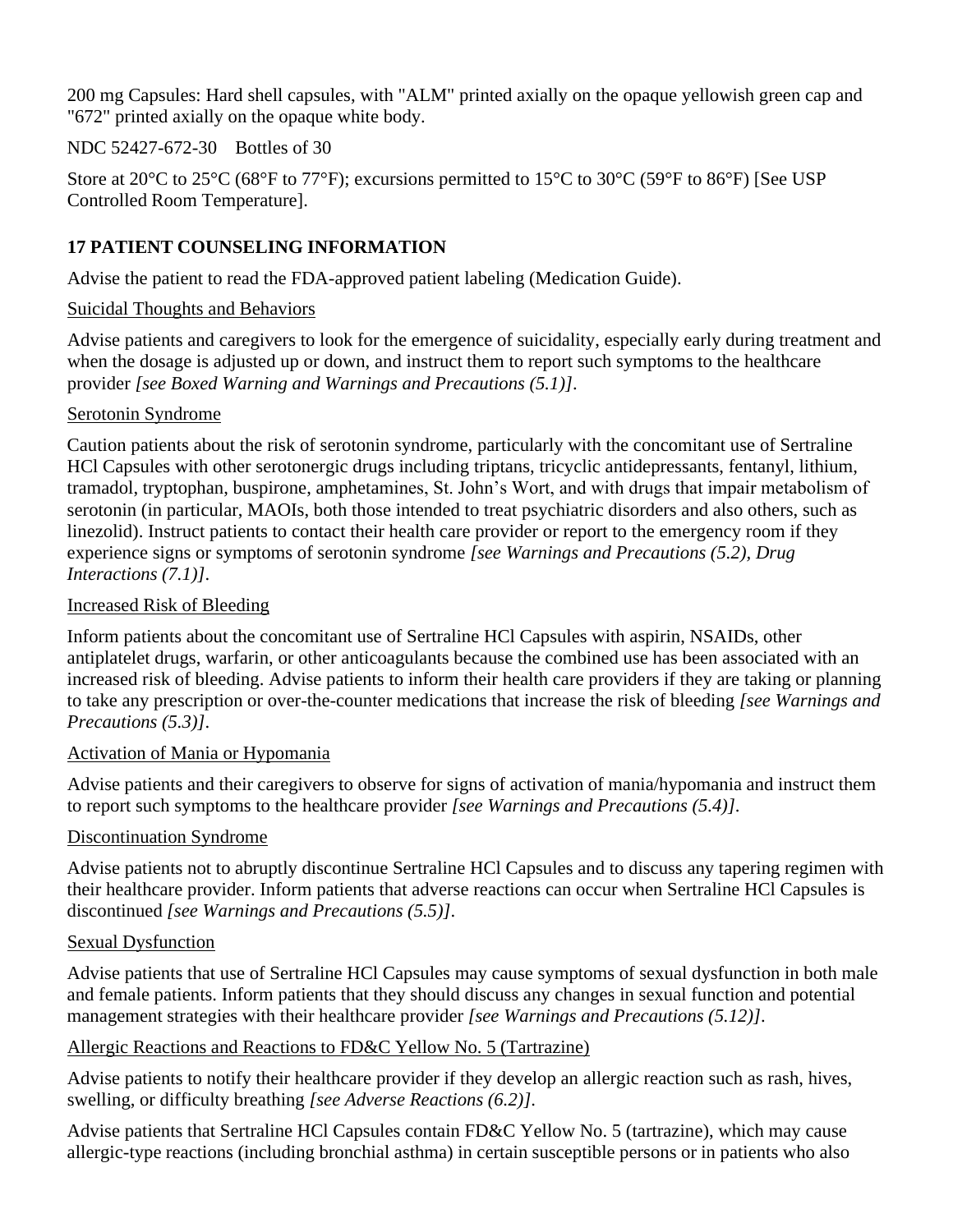200 mg Capsules: Hard shell capsules, with "ALM" printed axially on the opaque yellowish green cap and "672" printed axially on the opaque white body.

NDC 52427-672-30    Bottles of 30

Store at 20°C to 25°C (68°F to 77°F); excursions permitted to 15°C to 30°C (59°F to 86°F) [See USP Controlled Room Temperature].

## 17 PATIENT COUNSELING INFORMATION

Advise the patient to read the FDA-approved patient labeling (Medication Guide).

Suicidal Thoughts and Behaviors

Advise patients and caregivers to look for the emergence of suicidality, especially early during treatment and when the dosage is adjusted up or down, and instruct them to report such symptoms to the healthcare provider *[see Boxed Warning and Warnings and Precautions (5.1)]*.

Serotonin Syndrome

Caution patients about the risk of serotonin syndrome, particularly with the concomitant use of Sertraline HCl Capsules with other serotonergic drugs including triptans, tricyclic antidepressants, fentanyl, lithium, tramadol, tryptophan, buspirone, amphetamines, St. John's Wort, and with drugs that impair metabolism of serotonin (in particular, MAOIs, both those intended to treat psychiatric disorders and also others, such as linezolid). Instruct patients to contact their health care provider or report to the emergency room if they experience signs or symptoms of serotonin syndrome *[see Warnings and Precautions (5.2), Drug Interactions (7.1)]*.

Increased Risk of Bleeding

Inform patients about the concomitant use of Sertraline HCl Capsules with aspirin, NSAIDs, other antiplatelet drugs, warfarin, or other anticoagulants because the combined use has been associated with an increased risk of bleeding. Advise patients to inform their health care providers if they are taking or planning to take any prescription or over-the-counter medications that increase the risk of bleeding *[see Warnings and Precautions (5.3)]*.

Activation of Mania or Hypomania

Advise patients and their caregivers to observe for signs of activation of mania/hypomania and instruct them to report such symptoms to the healthcare provider *[see Warnings and Precautions (5.4)]*.

Discontinuation Syndrome

Advise patients not to abruptly discontinue Sertraline HCl Capsules and to discuss any tapering regimen with their healthcare provider. Inform patients that adverse reactions can occur when Sertraline HCl Capsules is discontinued *[see Warnings and Precautions (5.5)]*.

Sexual Dysfunction

Advise patients that use of Sertraline HCl Capsules may cause symptoms of sexual dysfunction in both male and female patients. Inform patients that they should discuss any changes in sexual function and potential management strategies with their healthcare provider *[see Warnings and Precautions (5.12)]*.

Allergic Reactions and Reactions to FD&C Yellow No. 5 (Tartrazine)

Advise patients to notify their healthcare provider if they develop an allergic reaction such as rash, hives, swelling, or difficulty breathing *[see Adverse Reactions (6.2)]*.

Advise patients that Sertraline HCl Capsules contain FD&C Yellow No. 5 (tartrazine), which may cause allergic-type reactions (including bronchial asthma) in certain susceptible persons or in patients who also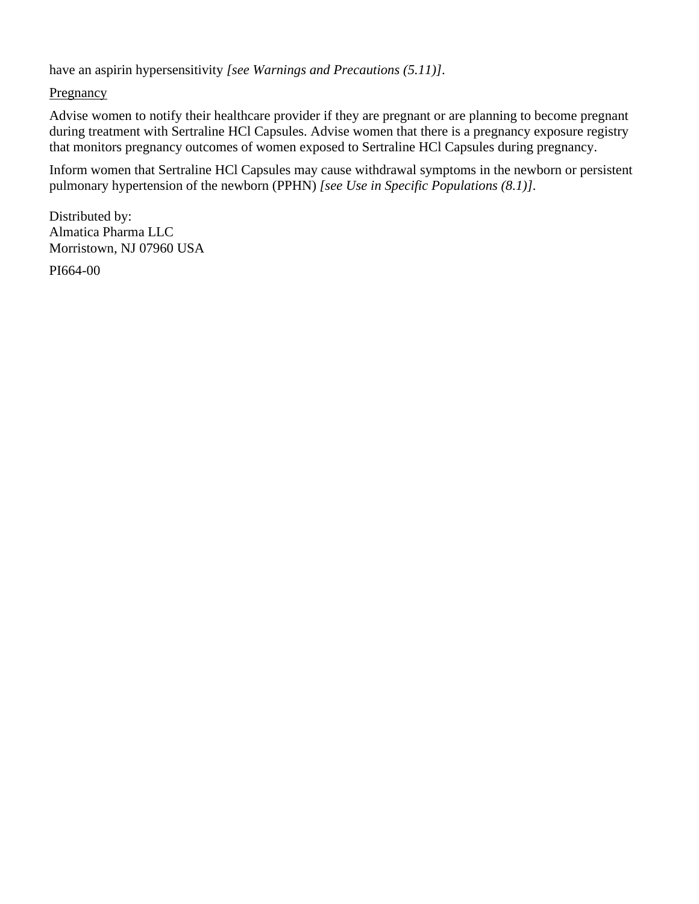have an aspirin hypersensitivity *[see Warnings and Precautions (5.11)]*.

Pregnancy

Advise women to notify their healthcare provider if they are pregnant or are planning to become pregnant during treatment with Sertraline HCl Capsules. Advise women that there is a pregnancy exposure registry that monitors pregnancy outcomes of women exposed to Sertraline HCl Capsules during pregnancy.

Inform women that Sertraline HCl Capsules may cause withdrawal symptoms in the newborn or persistent pulmonary hypertension of the newborn (PPHN) *[see Use in Specific Populations (8.1)]*.

Distributed by:
Almatica Pharma LLC
Morristown, NJ 07960 USA

PI664-00